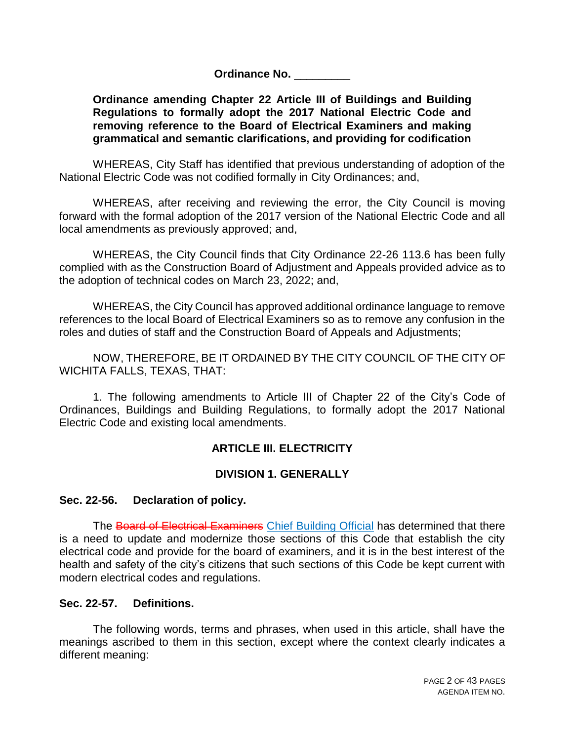**Ordinance No. _________**

**Ordinance amending Chapter 22 Article III of Buildings and Building Regulations to formally adopt the 2017 National Electric Code and removing reference to the Board of Electrical Examiners and making grammatical and semantic clarifications, and providing for codification**

WHEREAS, City Staff has identified that previous understanding of adoption of the National Electric Code was not codified formally in City Ordinances; and,

WHEREAS, after receiving and reviewing the error, the City Council is moving forward with the formal adoption of the 2017 version of the National Electric Code and all local amendments as previously approved; and,

WHEREAS, the City Council finds that City Ordinance 22-26 113.6 has been fully complied with as the Construction Board of Adjustment and Appeals provided advice as to the adoption of technical codes on March 23, 2022; and,

WHEREAS, the City Council has approved additional ordinance language to remove references to the local Board of Electrical Examiners so as to remove any confusion in the roles and duties of staff and the Construction Board of Appeals and Adjustments;

NOW, THEREFORE, BE IT ORDAINED BY THE CITY COUNCIL OF THE CITY OF WICHITA FALLS, TEXAS, THAT:

1. The following amendments to Article III of Chapter 22 of the City's Code of Ordinances, Buildings and Building Regulations, to formally adopt the 2017 National Electric Code and existing local amendments.

## ARTICLE III. ELECTRICITY

### DIVISION 1. GENERALLY

**Sec. 22-56. Declaration of policy.**

The ~~Board of Electrical Examiners~~ Chief Building Official has determined that there is a need to update and modernize those sections of this Code that establish the city electrical code and provide for the board of examiners, and it is in the best interest of the health and safety of the city's citizens that such sections of this Code be kept current with modern electrical codes and regulations.

**Sec. 22-57. Definitions.**

The following words, terms and phrases, when used in this article, shall have the meanings ascribed to them in this section, except where the context clearly indicates a different meaning: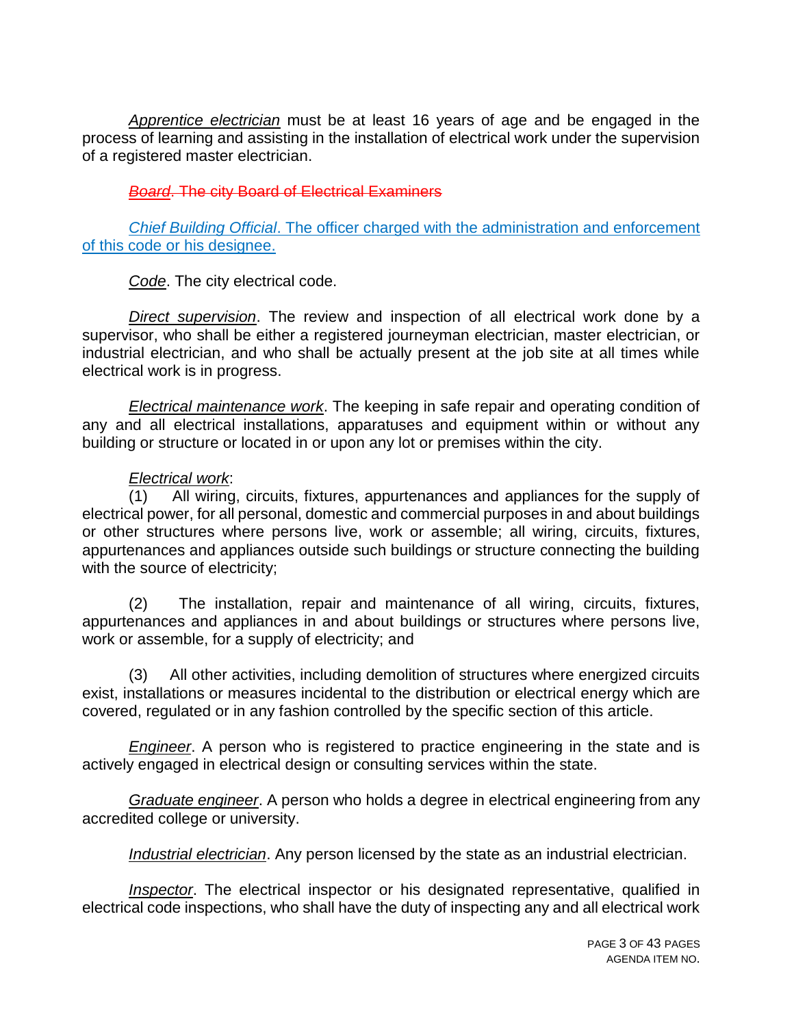*Apprentice electrician* must be at least 16 years of age and be engaged in the process of learning and assisting in the installation of electrical work under the supervision of a registered master electrician.

~~*Board*. The city Board of Electrical Examiners~~

*Chief Building Official*. The officer charged with the administration and enforcement of this code or his designee.

*Code*. The city electrical code.

*Direct supervision*. The review and inspection of all electrical work done by a supervisor, who shall be either a registered journeyman electrician, master electrician, or industrial electrician, and who shall be actually present at the job site at all times while electrical work is in progress.

*Electrical maintenance work*. The keeping in safe repair and operating condition of any and all electrical installations, apparatuses and equipment within or without any building or structure or located in or upon any lot or premises within the city.

*Electrical work*:

(1) All wiring, circuits, fixtures, appurtenances and appliances for the supply of electrical power, for all personal, domestic and commercial purposes in and about buildings or other structures where persons live, work or assemble; all wiring, circuits, fixtures, appurtenances and appliances outside such buildings or structure connecting the building with the source of electricity;

(2) The installation, repair and maintenance of all wiring, circuits, fixtures, appurtenances and appliances in and about buildings or structures where persons live, work or assemble, for a supply of electricity; and

(3) All other activities, including demolition of structures where energized circuits exist, installations or measures incidental to the distribution or electrical energy which are covered, regulated or in any fashion controlled by the specific section of this article.

*Engineer*. A person who is registered to practice engineering in the state and is actively engaged in electrical design or consulting services within the state.

*Graduate engineer*. A person who holds a degree in electrical engineering from any accredited college or university.

*Industrial electrician*. Any person licensed by the state as an industrial electrician.

*Inspector*. The electrical inspector or his designated representative, qualified in electrical code inspections, who shall have the duty of inspecting any and all electrical work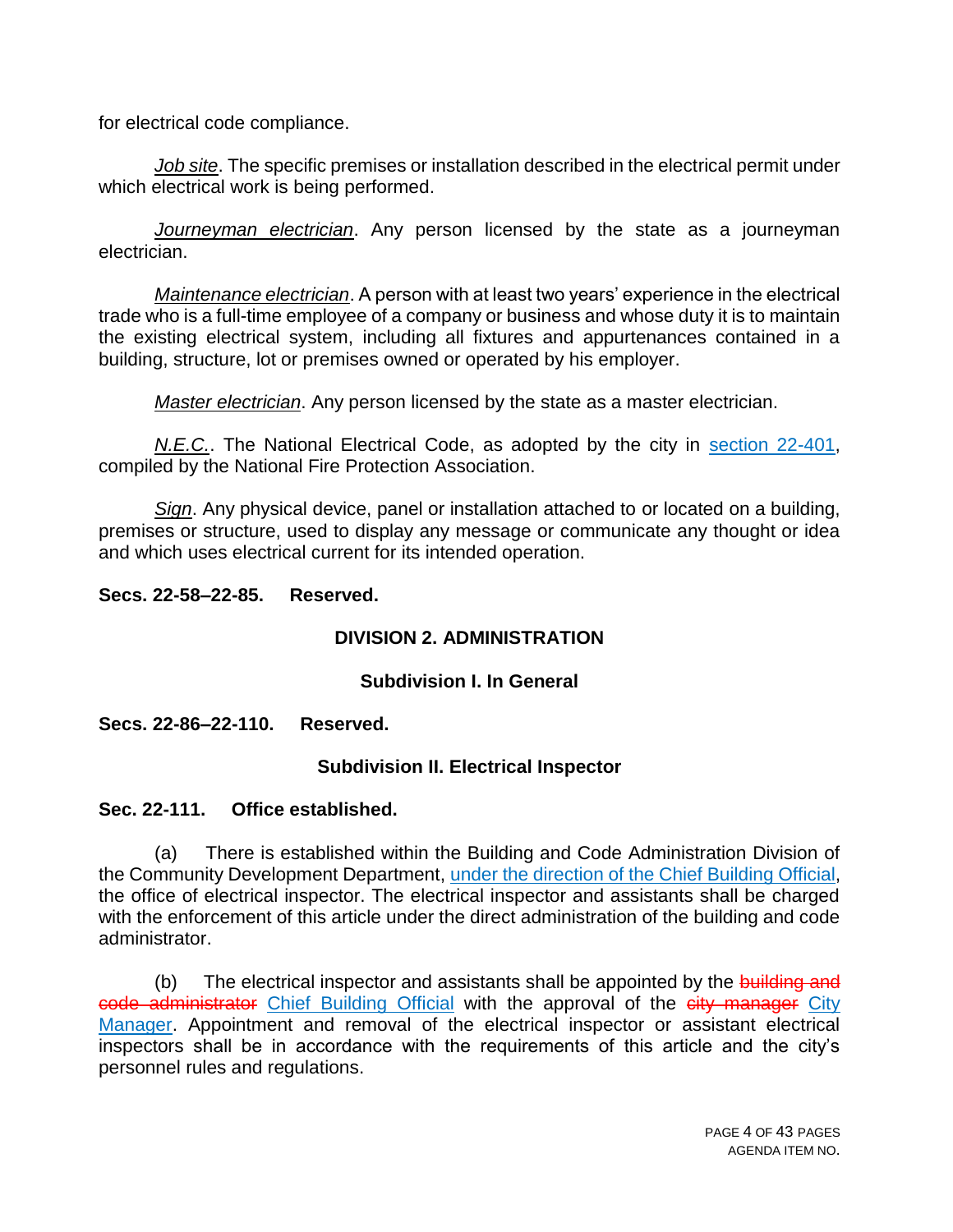for electrical code compliance.

*Job site*. The specific premises or installation described in the electrical permit under which electrical work is being performed.

*Journeyman electrician*. Any person licensed by the state as a journeyman electrician.

*Maintenance electrician*. A person with at least two years' experience in the electrical trade who is a full-time employee of a company or business and whose duty it is to maintain the existing electrical system, including all fixtures and appurtenances contained in a building, structure, lot or premises owned or operated by his employer.

*Master electrician*. Any person licensed by the state as a master electrician.

*N.E.C.*. The National Electrical Code, as adopted by the city in section 22-401, compiled by the National Fire Protection Association.

*Sign*. Any physical device, panel or installation attached to or located on a building, premises or structure, used to display any message or communicate any thought or idea and which uses electrical current for its intended operation.

**Secs. 22-58–22-85. Reserved.**

## DIVISION 2. ADMINISTRATION

### Subdivision I. In General

**Secs. 22-86–22-110. Reserved.**

### Subdivision II. Electrical Inspector

**Sec. 22-111. Office established.**

(a) There is established within the Building and Code Administration Division of the Community Development Department, under the direction of the Chief Building Official, the office of electrical inspector. The electrical inspector and assistants shall be charged with the enforcement of this article under the direct administration of the building and code administrator.

(b) The electrical inspector and assistants shall be appointed by the ~~building and code administrator~~ Chief Building Official with the approval of the ~~city manager~~ City Manager. Appointment and removal of the electrical inspector or assistant electrical inspectors shall be in accordance with the requirements of this article and the city's personnel rules and regulations.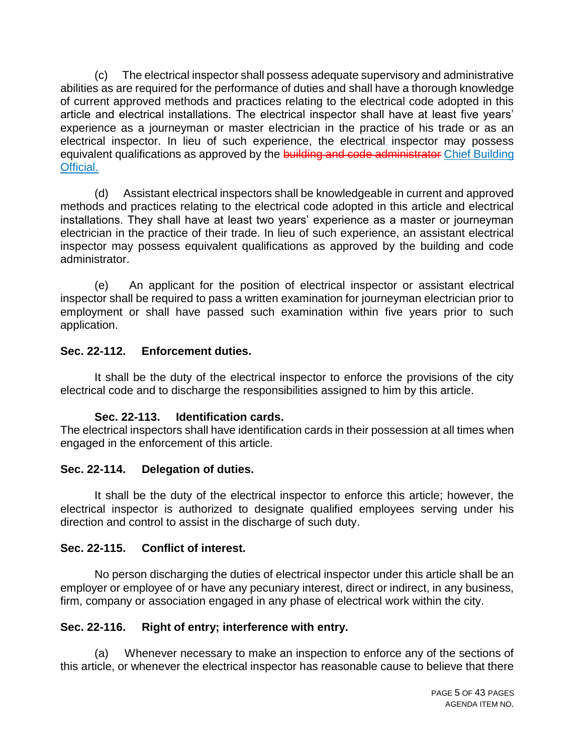(c) The electrical inspector shall possess adequate supervisory and administrative abilities as are required for the performance of duties and shall have a thorough knowledge of current approved methods and practices relating to the electrical code adopted in this article and electrical installations. The electrical inspector shall have at least five years' experience as a journeyman or master electrician in the practice of his trade or as an electrical inspector. In lieu of such experience, the electrical inspector may possess equivalent qualifications as approved by the ~~building and code administrator~~ Chief Building Official.

(d) Assistant electrical inspectors shall be knowledgeable in current and approved methods and practices relating to the electrical code adopted in this article and electrical installations. They shall have at least two years' experience as a master or journeyman electrician in the practice of their trade. In lieu of such experience, an assistant electrical inspector may possess equivalent qualifications as approved by the building and code administrator.

(e) An applicant for the position of electrical inspector or assistant electrical inspector shall be required to pass a written examination for journeyman electrician prior to employment or shall have passed such examination within five years prior to such application.

**Sec. 22-112. Enforcement duties.**

It shall be the duty of the electrical inspector to enforce the provisions of the city electrical code and to discharge the responsibilities assigned to him by this article.

**Sec. 22-113. Identification cards.**

The electrical inspectors shall have identification cards in their possession at all times when engaged in the enforcement of this article.

**Sec. 22-114. Delegation of duties.**

It shall be the duty of the electrical inspector to enforce this article; however, the electrical inspector is authorized to designate qualified employees serving under his direction and control to assist in the discharge of such duty.

**Sec. 22-115. Conflict of interest.**

No person discharging the duties of electrical inspector under this article shall be an employer or employee of or have any pecuniary interest, direct or indirect, in any business, firm, company or association engaged in any phase of electrical work within the city.

**Sec. 22-116. Right of entry; interference with entry.**

(a) Whenever necessary to make an inspection to enforce any of the sections of this article, or whenever the electrical inspector has reasonable cause to believe that there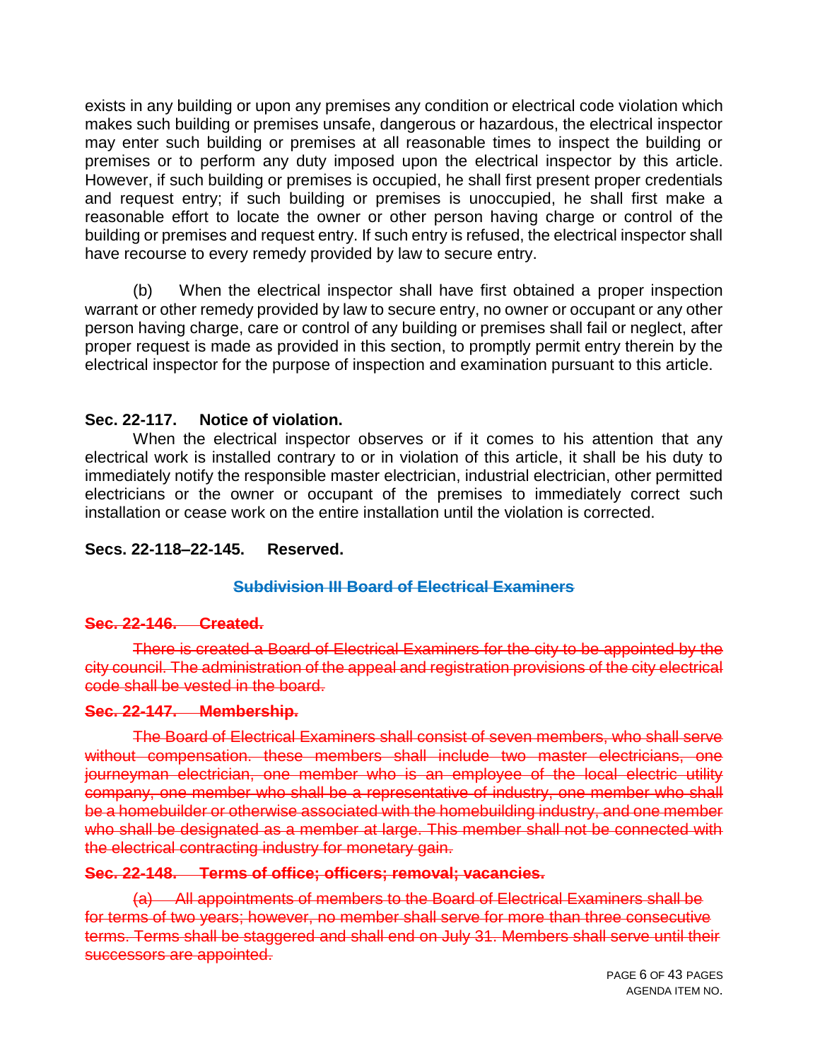exists in any building or upon any premises any condition or electrical code violation which makes such building or premises unsafe, dangerous or hazardous, the electrical inspector may enter such building or premises at all reasonable times to inspect the building or premises or to perform any duty imposed upon the electrical inspector by this article. However, if such building or premises is occupied, he shall first present proper credentials and request entry; if such building or premises is unoccupied, he shall first make a reasonable effort to locate the owner or other person having charge or control of the building or premises and request entry. If such entry is refused, the electrical inspector shall have recourse to every remedy provided by law to secure entry.

(b) When the electrical inspector shall have first obtained a proper inspection warrant or other remedy provided by law to secure entry, no owner or occupant or any other person having charge, care or control of any building or premises shall fail or neglect, after proper request is made as provided in this section, to promptly permit entry therein by the electrical inspector for the purpose of inspection and examination pursuant to this article.

**Sec. 22-117. Notice of violation.**

When the electrical inspector observes or if it comes to his attention that any electrical work is installed contrary to or in violation of this article, it shall be his duty to immediately notify the responsible master electrician, industrial electrician, other permitted electricians or the owner or occupant of the premises to immediately correct such installation or cease work on the entire installation until the violation is corrected.

**Secs. 22-118–22-145. Reserved.**

~~**Subdivision III Board of Electrical Examiners**~~

~~**Sec. 22-146. Created.**~~

~~There is created a Board of Electrical Examiners for the city to be appointed by the city council. The administration of the appeal and registration provisions of the city electrical code shall be vested in the board.~~

~~**Sec. 22-147. Membership.**~~

~~The Board of Electrical Examiners shall consist of seven members, who shall serve without compensation. these members shall include two master electricians, one journeyman electrician, one member who is an employee of the local electric utility company, one member who shall be a representative of industry, one member who shall be a homebuilder or otherwise associated with the homebuilding industry, and one member who shall be designated as a member at large. This member shall not be connected with the electrical contracting industry for monetary gain.~~

~~**Sec. 22-148. Terms of office; officers; removal; vacancies.**~~

~~(a) All appointments of members to the Board of Electrical Examiners shall be for terms of two years; however, no member shall serve for more than three consecutive terms. Terms shall be staggered and shall end on July 31. Members shall serve until their successors are appointed.~~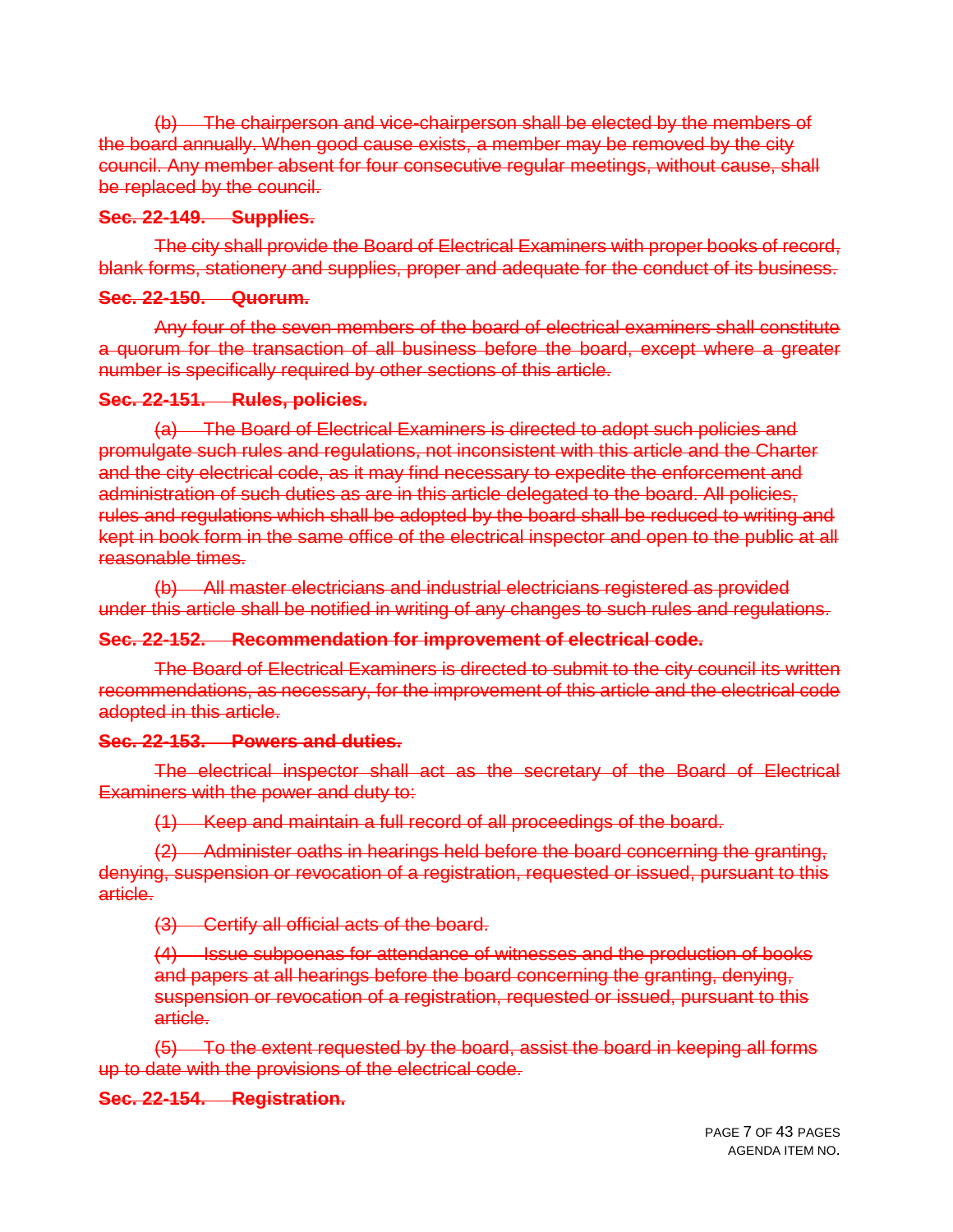~~(b) The chairperson and vice-chairperson shall be elected by the members of the board annually. When good cause exists, a member may be removed by the city council. Any member absent for four consecutive regular meetings, without cause, shall be replaced by the council.~~

**~~Sec. 22-149. Supplies.~~**

~~The city shall provide the Board of Electrical Examiners with proper books of record, blank forms, stationery and supplies, proper and adequate for the conduct of its business.~~

**~~Sec. 22-150. Quorum.~~**

~~Any four of the seven members of the board of electrical examiners shall constitute a quorum for the transaction of all business before the board, except where a greater number is specifically required by other sections of this article.~~

**~~Sec. 22-151. Rules, policies.~~**

~~(a) The Board of Electrical Examiners is directed to adopt such policies and promulgate such rules and regulations, not inconsistent with this article and the Charter and the city electrical code, as it may find necessary to expedite the enforcement and administration of such duties as are in this article delegated to the board. All policies, rules and regulations which shall be adopted by the board shall be reduced to writing and kept in book form in the same office of the electrical inspector and open to the public at all reasonable times.~~

~~(b) All master electricians and industrial electricians registered as provided under this article shall be notified in writing of any changes to such rules and regulations.~~

**~~Sec. 22-152. Recommendation for improvement of electrical code.~~**

~~The Board of Electrical Examiners is directed to submit to the city council its written recommendations, as necessary, for the improvement of this article and the electrical code adopted in this article.~~

**~~Sec. 22-153. Powers and duties.~~**

~~The electrical inspector shall act as the secretary of the Board of Electrical Examiners with the power and duty to:~~

~~(1) Keep and maintain a full record of all proceedings of the board.~~

~~(2) Administer oaths in hearings held before the board concerning the granting, denying, suspension or revocation of a registration, requested or issued, pursuant to this article.~~

~~(3) Certify all official acts of the board.~~

~~(4) Issue subpoenas for attendance of witnesses and the production of books and papers at all hearings before the board concerning the granting, denying, suspension or revocation of a registration, requested or issued, pursuant to this article.~~

~~(5) To the extent requested by the board, assist the board in keeping all forms up to date with the provisions of the electrical code.~~

**~~Sec. 22-154. Registration.~~**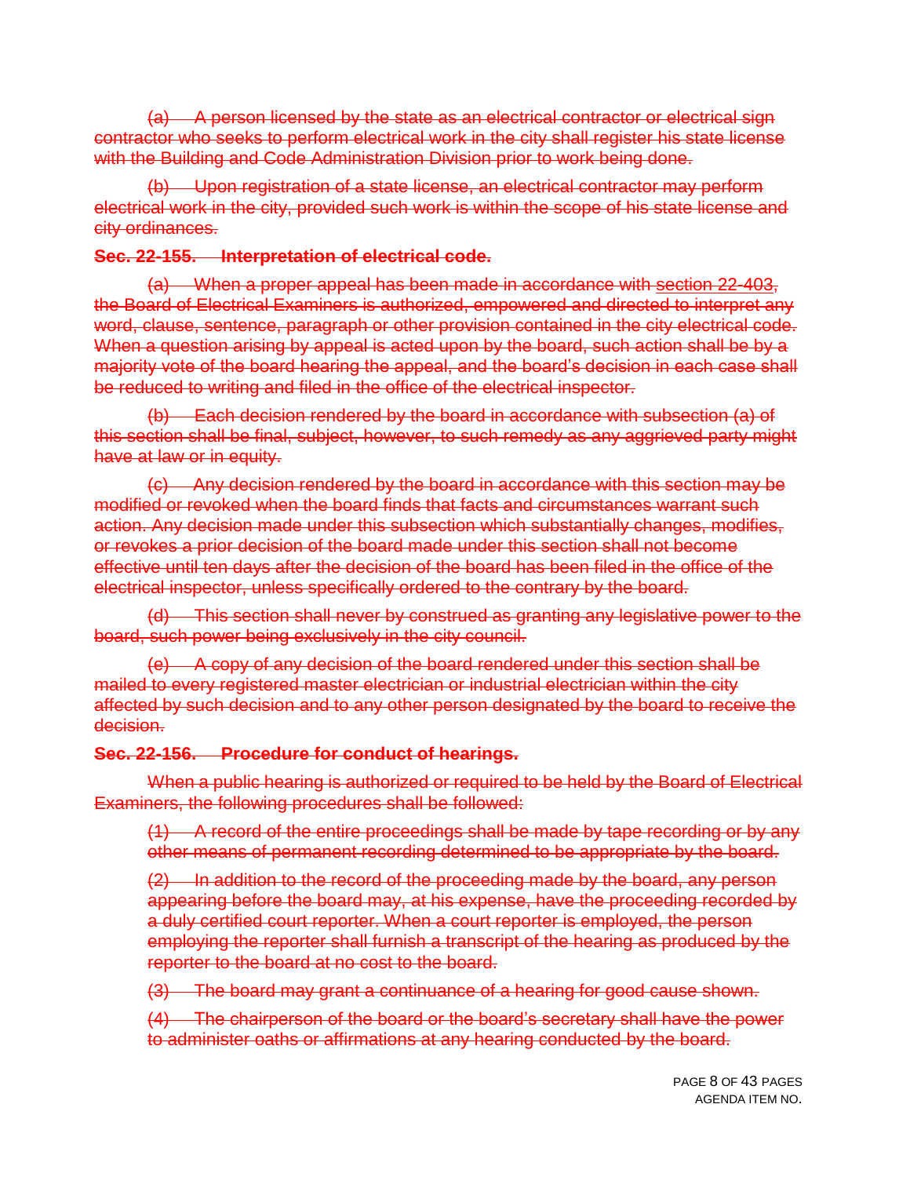~~(a) A person licensed by the state as an electrical contractor or electrical sign contractor who seeks to perform electrical work in the city shall register his state license with the Building and Code Administration Division prior to work being done.~~

~~(b) Upon registration of a state license, an electrical contractor may perform electrical work in the city, provided such work is within the scope of his state license and city ordinances.~~

**~~Sec. 22-155. Interpretation of electrical code.~~**

~~(a) When a proper appeal has been made in accordance with section 22-403, the Board of Electrical Examiners is authorized, empowered and directed to interpret any word, clause, sentence, paragraph or other provision contained in the city electrical code. When a question arising by appeal is acted upon by the board, such action shall be by a majority vote of the board hearing the appeal, and the board's decision in each case shall be reduced to writing and filed in the office of the electrical inspector.~~

~~(b) Each decision rendered by the board in accordance with subsection (a) of this section shall be final, subject, however, to such remedy as any aggrieved party might have at law or in equity.~~

~~(c) Any decision rendered by the board in accordance with this section may be modified or revoked when the board finds that facts and circumstances warrant such action. Any decision made under this subsection which substantially changes, modifies, or revokes a prior decision of the board made under this section shall not become effective until ten days after the decision of the board has been filed in the office of the electrical inspector, unless specifically ordered to the contrary by the board.~~

~~(d) This section shall never by construed as granting any legislative power to the board, such power being exclusively in the city council.~~

~~(e) A copy of any decision of the board rendered under this section shall be mailed to every registered master electrician or industrial electrician within the city affected by such decision and to any other person designated by the board to receive the decision.~~

**~~Sec. 22-156. Procedure for conduct of hearings.~~**

~~When a public hearing is authorized or required to be held by the Board of Electrical Examiners, the following procedures shall be followed:~~

~~(1) A record of the entire proceedings shall be made by tape recording or by any other means of permanent recording determined to be appropriate by the board.~~

~~(2) In addition to the record of the proceeding made by the board, any person appearing before the board may, at his expense, have the proceeding recorded by a duly certified court reporter. When a court reporter is employed, the person employing the reporter shall furnish a transcript of the hearing as produced by the reporter to the board at no cost to the board.~~

~~(3) The board may grant a continuance of a hearing for good cause shown.~~

~~(4) The chairperson of the board or the board's secretary shall have the power to administer oaths or affirmations at any hearing conducted by the board.~~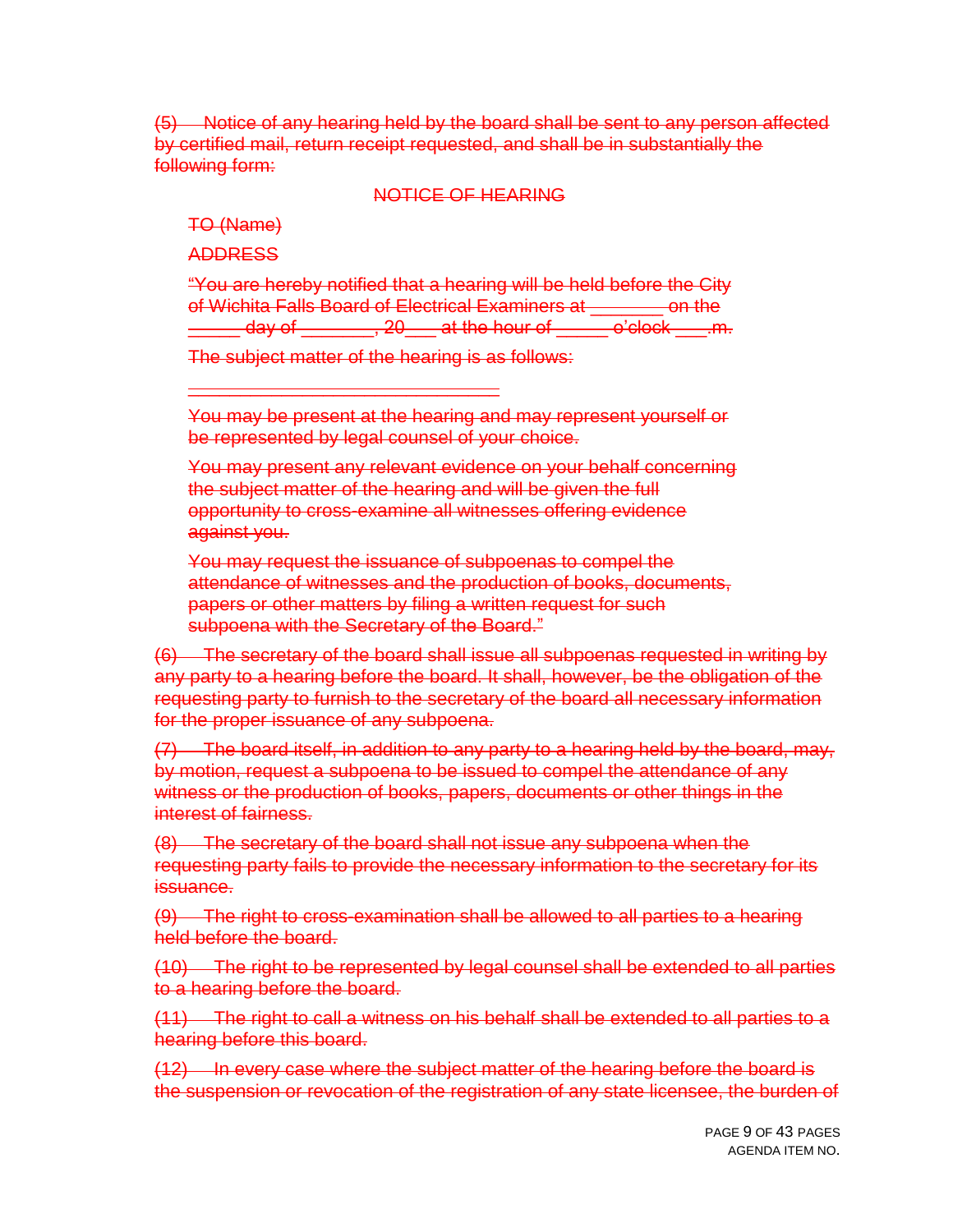~~(5) Notice of any hearing held by the board shall be sent to any person affected by certified mail, return receipt requested, and shall be in substantially the following form:~~

~~NOTICE OF HEARING~~

~~TO (Name)~~

~~ADDRESS~~

~~"You are hereby notified that a hearing will be held before the City of Wichita Falls Board of Electrical Examiners at _______ on the _____ day of _______, 20___ at the hour of _____ o'clock ___.m.~~

~~The subject matter of the hearing is as follows:~~

~~______________________________~~

~~You may be present at the hearing and may represent yourself or be represented by legal counsel of your choice.~~

~~You may present any relevant evidence on your behalf concerning the subject matter of the hearing and will be given the full opportunity to cross-examine all witnesses offering evidence against you.~~

~~You may request the issuance of subpoenas to compel the attendance of witnesses and the production of books, documents, papers or other matters by filing a written request for such subpoena with the Secretary of the Board."~~

~~(6) The secretary of the board shall issue all subpoenas requested in writing by any party to a hearing before the board. It shall, however, be the obligation of the requesting party to furnish to the secretary of the board all necessary information for the proper issuance of any subpoena.~~

~~(7) The board itself, in addition to any party to a hearing held by the board, may, by motion, request a subpoena to be issued to compel the attendance of any witness or the production of books, papers, documents or other things in the interest of fairness.~~

~~(8) The secretary of the board shall not issue any subpoena when the requesting party fails to provide the necessary information to the secretary for its issuance.~~

~~(9) The right to cross-examination shall be allowed to all parties to a hearing held before the board.~~

~~(10) The right to be represented by legal counsel shall be extended to all parties to a hearing before the board.~~

~~(11) The right to call a witness on his behalf shall be extended to all parties to a hearing before this board.~~

~~(12) In every case where the subject matter of the hearing before the board is the suspension or revocation of the registration of any state licensee, the burden of~~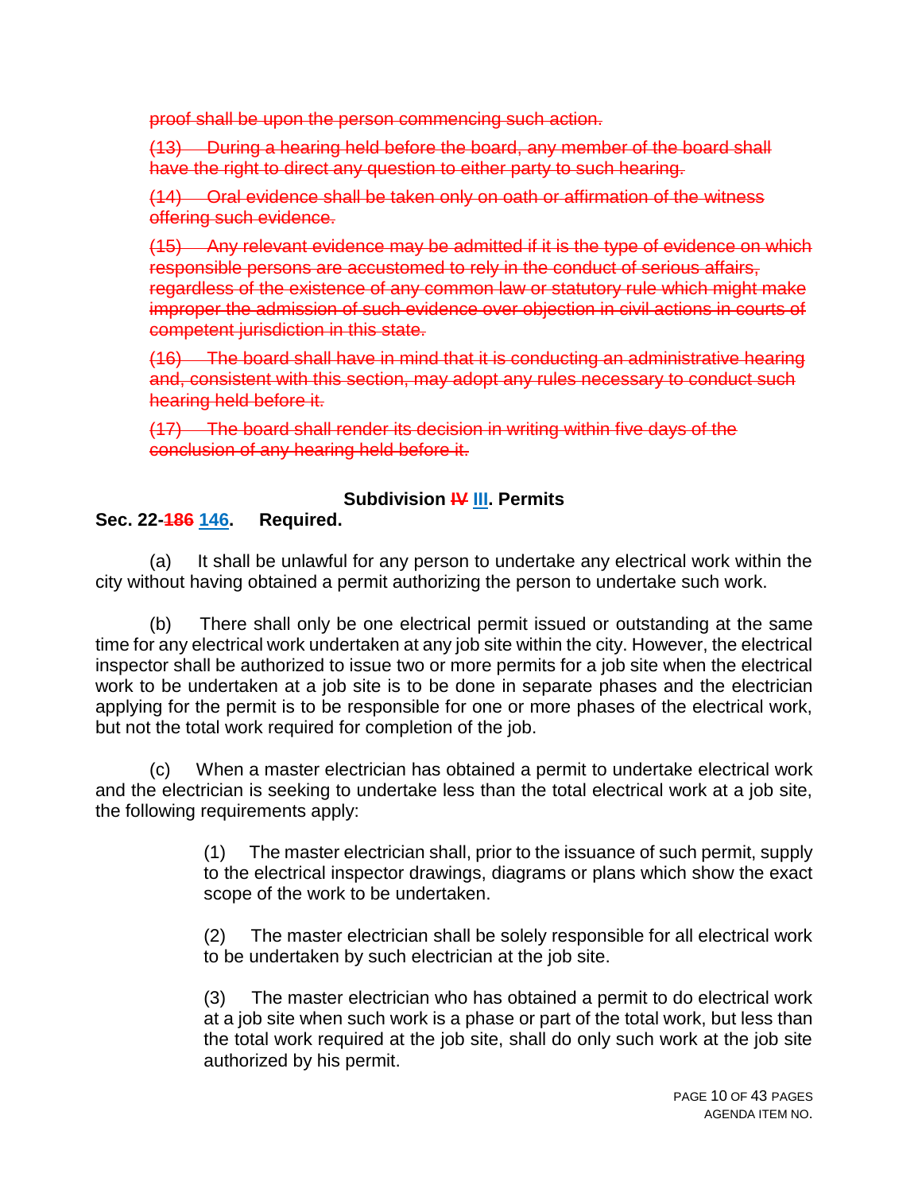~~proof shall be upon the person commencing such action.~~

~~(13) During a hearing held before the board, any member of the board shall have the right to direct any question to either party to such hearing.~~

~~(14) Oral evidence shall be taken only on oath or affirmation of the witness offering such evidence.~~

~~(15) Any relevant evidence may be admitted if it is the type of evidence on which responsible persons are accustomed to rely in the conduct of serious affairs, regardless of the existence of any common law or statutory rule which might make improper the admission of such evidence over objection in civil actions in courts of competent jurisdiction in this state.~~

~~(16) The board shall have in mind that it is conducting an administrative hearing and, consistent with this section, may adopt any rules necessary to conduct such hearing held before it.~~

~~(17) The board shall render its decision in writing within five days of the conclusion of any hearing held before it.~~

**Subdivision ~~IV~~ III. Permits**

**Sec. 22-~~186~~ 146. Required.**

(a) It shall be unlawful for any person to undertake any electrical work within the city without having obtained a permit authorizing the person to undertake such work.

(b) There shall only be one electrical permit issued or outstanding at the same time for any electrical work undertaken at any job site within the city. However, the electrical inspector shall be authorized to issue two or more permits for a job site when the electrical work to be undertaken at a job site is to be done in separate phases and the electrician applying for the permit is to be responsible for one or more phases of the electrical work, but not the total work required for completion of the job.

(c) When a master electrician has obtained a permit to undertake electrical work and the electrician is seeking to undertake less than the total electrical work at a job site, the following requirements apply:

(1) The master electrician shall, prior to the issuance of such permit, supply to the electrical inspector drawings, diagrams or plans which show the exact scope of the work to be undertaken.

(2) The master electrician shall be solely responsible for all electrical work to be undertaken by such electrician at the job site.

(3) The master electrician who has obtained a permit to do electrical work at a job site when such work is a phase or part of the total work, but less than the total work required at the job site, shall do only such work at the job site authorized by his permit.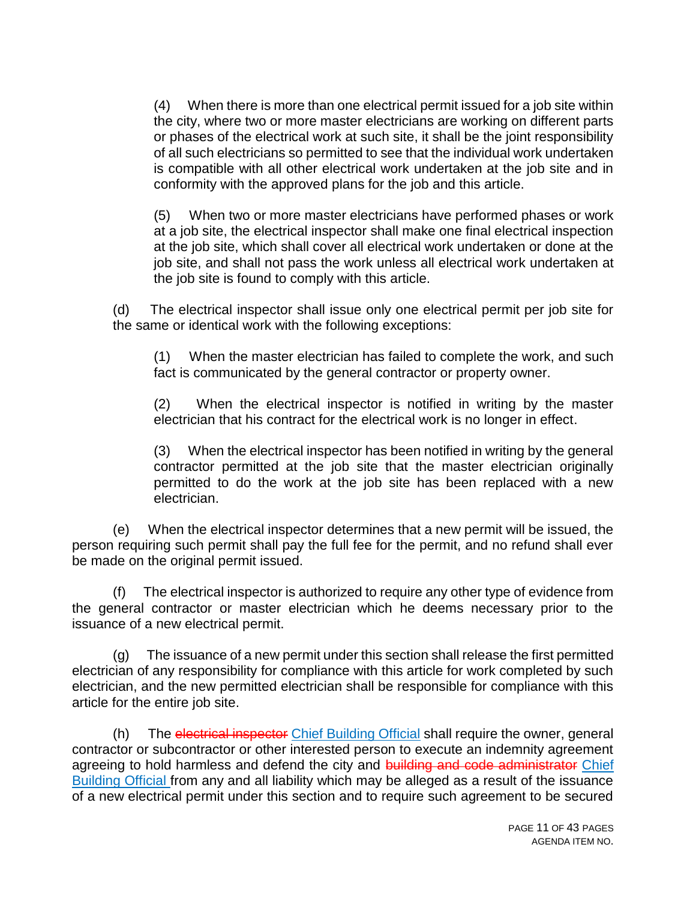(4) When there is more than one electrical permit issued for a job site within the city, where two or more master electricians are working on different parts or phases of the electrical work at such site, it shall be the joint responsibility of all such electricians so permitted to see that the individual work undertaken is compatible with all other electrical work undertaken at the job site and in conformity with the approved plans for the job and this article.

(5) When two or more master electricians have performed phases or work at a job site, the electrical inspector shall make one final electrical inspection at the job site, which shall cover all electrical work undertaken or done at the job site, and shall not pass the work unless all electrical work undertaken at the job site is found to comply with this article.

(d) The electrical inspector shall issue only one electrical permit per job site for the same or identical work with the following exceptions:

(1) When the master electrician has failed to complete the work, and such fact is communicated by the general contractor or property owner.

(2) When the electrical inspector is notified in writing by the master electrician that his contract for the electrical work is no longer in effect.

(3) When the electrical inspector has been notified in writing by the general contractor permitted at the job site that the master electrician originally permitted to do the work at the job site has been replaced with a new electrician.

(e) When the electrical inspector determines that a new permit will be issued, the person requiring such permit shall pay the full fee for the permit, and no refund shall ever be made on the original permit issued.

(f) The electrical inspector is authorized to require any other type of evidence from the general contractor or master electrician which he deems necessary prior to the issuance of a new electrical permit.

(g) The issuance of a new permit under this section shall release the first permitted electrician of any responsibility for compliance with this article for work completed by such electrician, and the new permitted electrician shall be responsible for compliance with this article for the entire job site.

(h) The ~~electrical inspector~~ Chief Building Official shall require the owner, general contractor or subcontractor or other interested person to execute an indemnity agreement agreeing to hold harmless and defend the city and ~~building and code administrator~~ Chief Building Official from any and all liability which may be alleged as a result of the issuance of a new electrical permit under this section and to require such agreement to be secured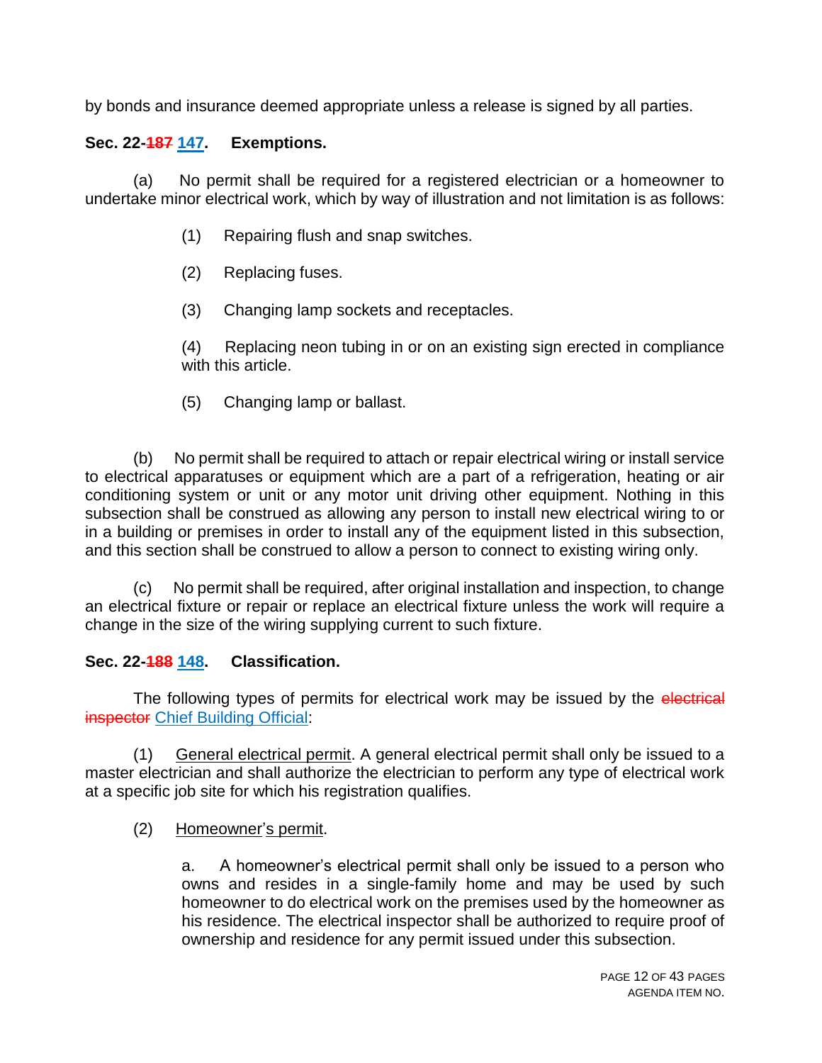by bonds and insurance deemed appropriate unless a release is signed by all parties.

**Sec. 22-~~187~~ 147. Exemptions.**

(a) No permit shall be required for a registered electrician or a homeowner to undertake minor electrical work, which by way of illustration and not limitation is as follows:

(1) Repairing flush and snap switches.

(2) Replacing fuses.

(3) Changing lamp sockets and receptacles.

(4) Replacing neon tubing in or on an existing sign erected in compliance with this article.

(5) Changing lamp or ballast.

(b) No permit shall be required to attach or repair electrical wiring or install service to electrical apparatuses or equipment which are a part of a refrigeration, heating or air conditioning system or unit or any motor unit driving other equipment. Nothing in this subsection shall be construed as allowing any person to install new electrical wiring to or in a building or premises in order to install any of the equipment listed in this subsection, and this section shall be construed to allow a person to connect to existing wiring only.

(c) No permit shall be required, after original installation and inspection, to change an electrical fixture or repair or replace an electrical fixture unless the work will require a change in the size of the wiring supplying current to such fixture.

**Sec. 22-~~188~~ 148. Classification.**

The following types of permits for electrical work may be issued by the ~~electrical inspector~~ Chief Building Official:

(1) General electrical permit. A general electrical permit shall only be issued to a master electrician and shall authorize the electrician to perform any type of electrical work at a specific job site for which his registration qualifies.

(2) Homeowner's permit.

a. A homeowner's electrical permit shall only be issued to a person who owns and resides in a single-family home and may be used by such homeowner to do electrical work on the premises used by the homeowner as his residence. The electrical inspector shall be authorized to require proof of ownership and residence for any permit issued under this subsection.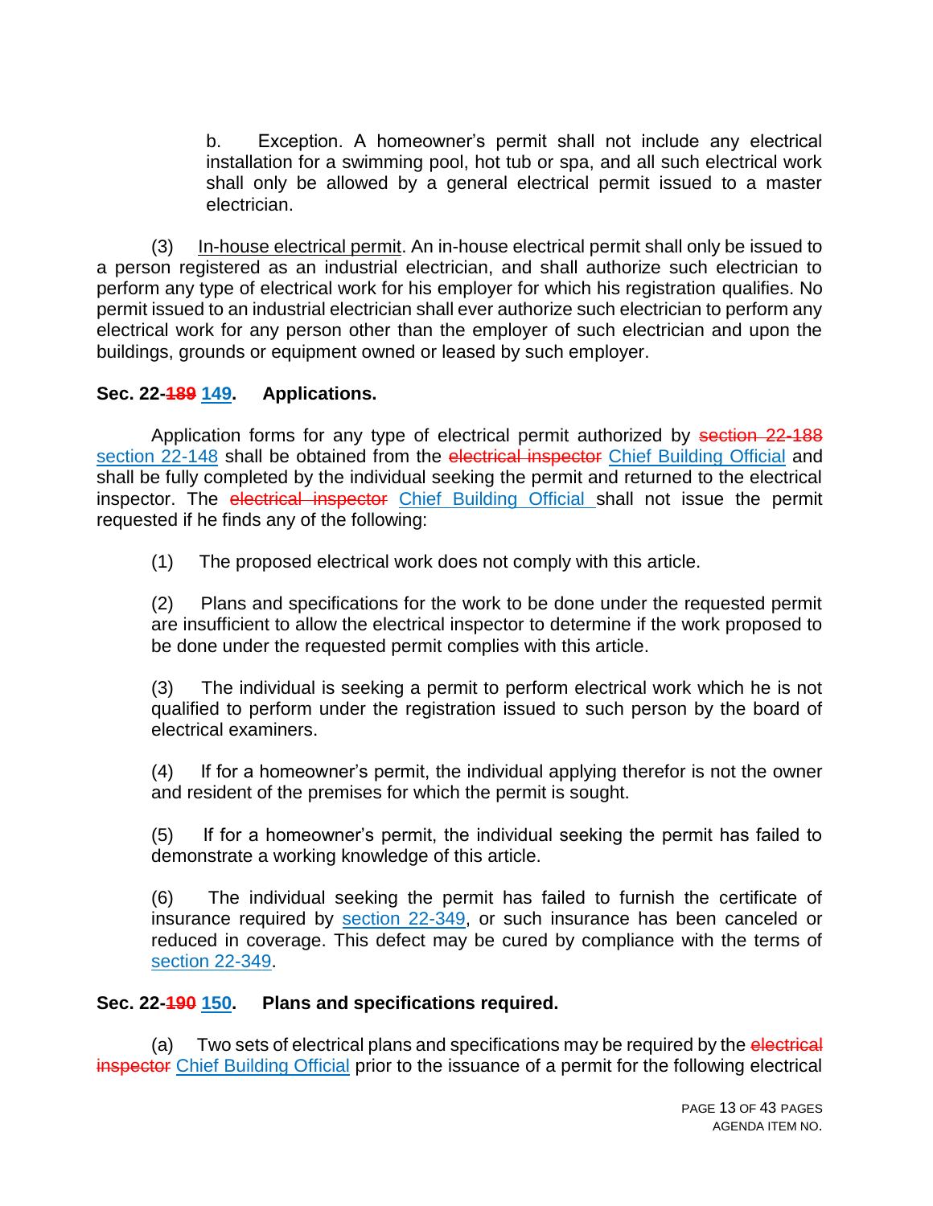b. Exception. A homeowner's permit shall not include any electrical installation for a swimming pool, hot tub or spa, and all such electrical work shall only be allowed by a general electrical permit issued to a master electrician.

(3) In-house electrical permit. An in-house electrical permit shall only be issued to a person registered as an industrial electrician, and shall authorize such electrician to perform any type of electrical work for his employer for which his registration qualifies. No permit issued to an industrial electrician shall ever authorize such electrician to perform any electrical work for any person other than the employer of such electrician and upon the buildings, grounds or equipment owned or leased by such employer.

**Sec. 22-~~189~~ 149. Applications.**

Application forms for any type of electrical permit authorized by ~~section 22-188~~ section 22-148 shall be obtained from the ~~electrical inspector~~ Chief Building Official and shall be fully completed by the individual seeking the permit and returned to the electrical inspector. The ~~electrical inspector~~ Chief Building Official shall not issue the permit requested if he finds any of the following:

(1) The proposed electrical work does not comply with this article.

(2) Plans and specifications for the work to be done under the requested permit are insufficient to allow the electrical inspector to determine if the work proposed to be done under the requested permit complies with this article.

(3) The individual is seeking a permit to perform electrical work which he is not qualified to perform under the registration issued to such person by the board of electrical examiners.

(4) If for a homeowner's permit, the individual applying therefor is not the owner and resident of the premises for which the permit is sought.

(5) If for a homeowner's permit, the individual seeking the permit has failed to demonstrate a working knowledge of this article.

(6) The individual seeking the permit has failed to furnish the certificate of insurance required by section 22-349, or such insurance has been canceled or reduced in coverage. This defect may be cured by compliance with the terms of section 22-349.

**Sec. 22-~~190~~ 150. Plans and specifications required.**

(a) Two sets of electrical plans and specifications may be required by the ~~electrical inspector~~ Chief Building Official prior to the issuance of a permit for the following electrical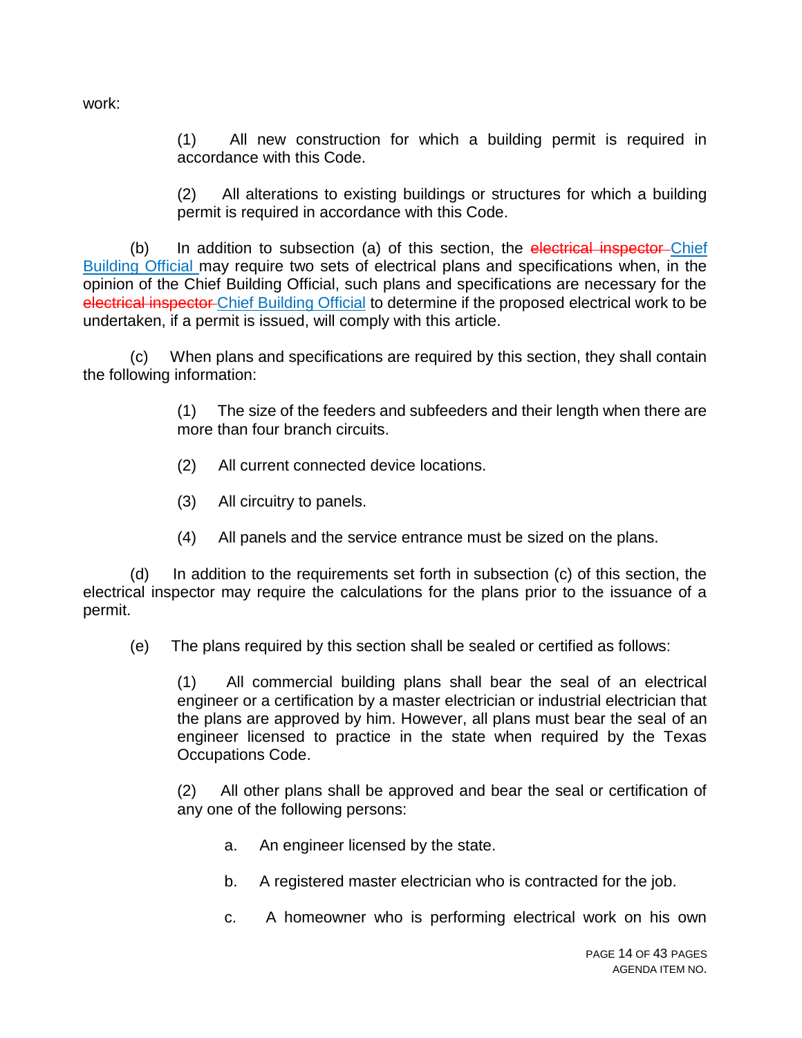work:

> (1) All new construction for which a building permit is required in accordance with this Code.
>
> (2) All alterations to existing buildings or structures for which a building permit is required in accordance with this Code.

(b) In addition to subsection (a) of this section, the ~~electrical inspector~~ Chief Building Official may require two sets of electrical plans and specifications when, in the opinion of the Chief Building Official, such plans and specifications are necessary for the ~~electrical inspector~~ Chief Building Official to determine if the proposed electrical work to be undertaken, if a permit is issued, will comply with this article.

(c) When plans and specifications are required by this section, they shall contain the following information:

> (1) The size of the feeders and subfeeders and their length when there are more than four branch circuits.
>
> (2) All current connected device locations.
>
> (3) All circuitry to panels.
>
> (4) All panels and the service entrance must be sized on the plans.

(d) In addition to the requirements set forth in subsection (c) of this section, the electrical inspector may require the calculations for the plans prior to the issuance of a permit.

(e) The plans required by this section shall be sealed or certified as follows:

> (1) All commercial building plans shall bear the seal of an electrical engineer or a certification by a master electrician or industrial electrician that the plans are approved by him. However, all plans must bear the seal of an engineer licensed to practice in the state when required by the Texas Occupations Code.
>
> (2) All other plans shall be approved and bear the seal or certification of any one of the following persons:
>
> > a. An engineer licensed by the state.
> >
> > b. A registered master electrician who is contracted for the job.
> >
> > c. A homeowner who is performing electrical work on his own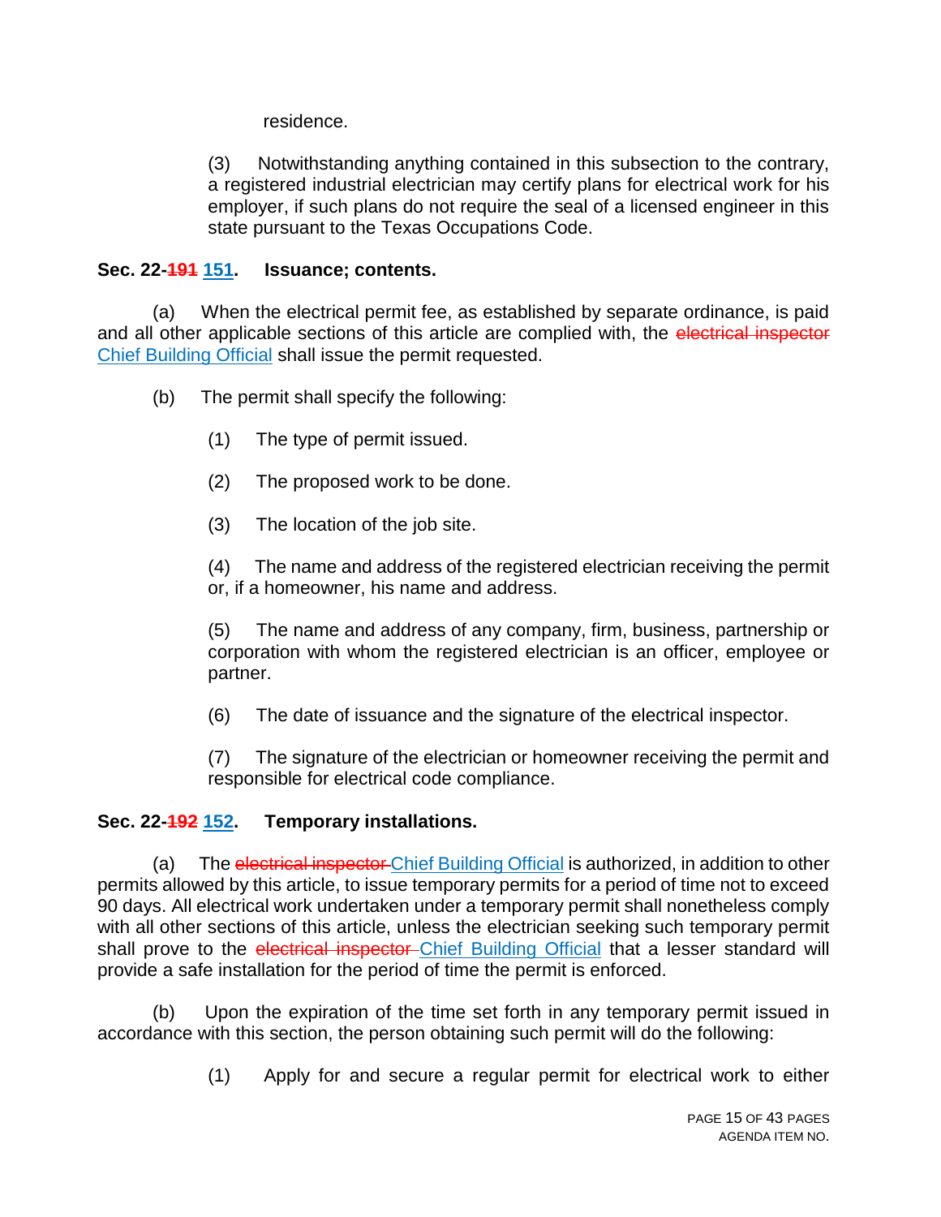residence.

(3) Notwithstanding anything contained in this subsection to the contrary, a registered industrial electrician may certify plans for electrical work for his employer, if such plans do not require the seal of a licensed engineer in this state pursuant to the Texas Occupations Code.

**Sec. 22-~~191~~ 151. Issuance; contents.**

(a) When the electrical permit fee, as established by separate ordinance, is paid and all other applicable sections of this article are complied with, the ~~electrical inspector~~ Chief Building Official shall issue the permit requested.

(b) The permit shall specify the following:

(1) The type of permit issued.

(2) The proposed work to be done.

(3) The location of the job site.

(4) The name and address of the registered electrician receiving the permit or, if a homeowner, his name and address.

(5) The name and address of any company, firm, business, partnership or corporation with whom the registered electrician is an officer, employee or partner.

(6) The date of issuance and the signature of the electrical inspector.

(7) The signature of the electrician or homeowner receiving the permit and responsible for electrical code compliance.

**Sec. 22-~~192~~ 152. Temporary installations.**

(a) The ~~electrical inspector~~ Chief Building Official is authorized, in addition to other permits allowed by this article, to issue temporary permits for a period of time not to exceed 90 days. All electrical work undertaken under a temporary permit shall nonetheless comply with all other sections of this article, unless the electrician seeking such temporary permit shall prove to the ~~electrical inspector~~ Chief Building Official that a lesser standard will provide a safe installation for the period of time the permit is enforced.

(b) Upon the expiration of the time set forth in any temporary permit issued in accordance with this section, the person obtaining such permit will do the following:

(1) Apply for and secure a regular permit for electrical work to either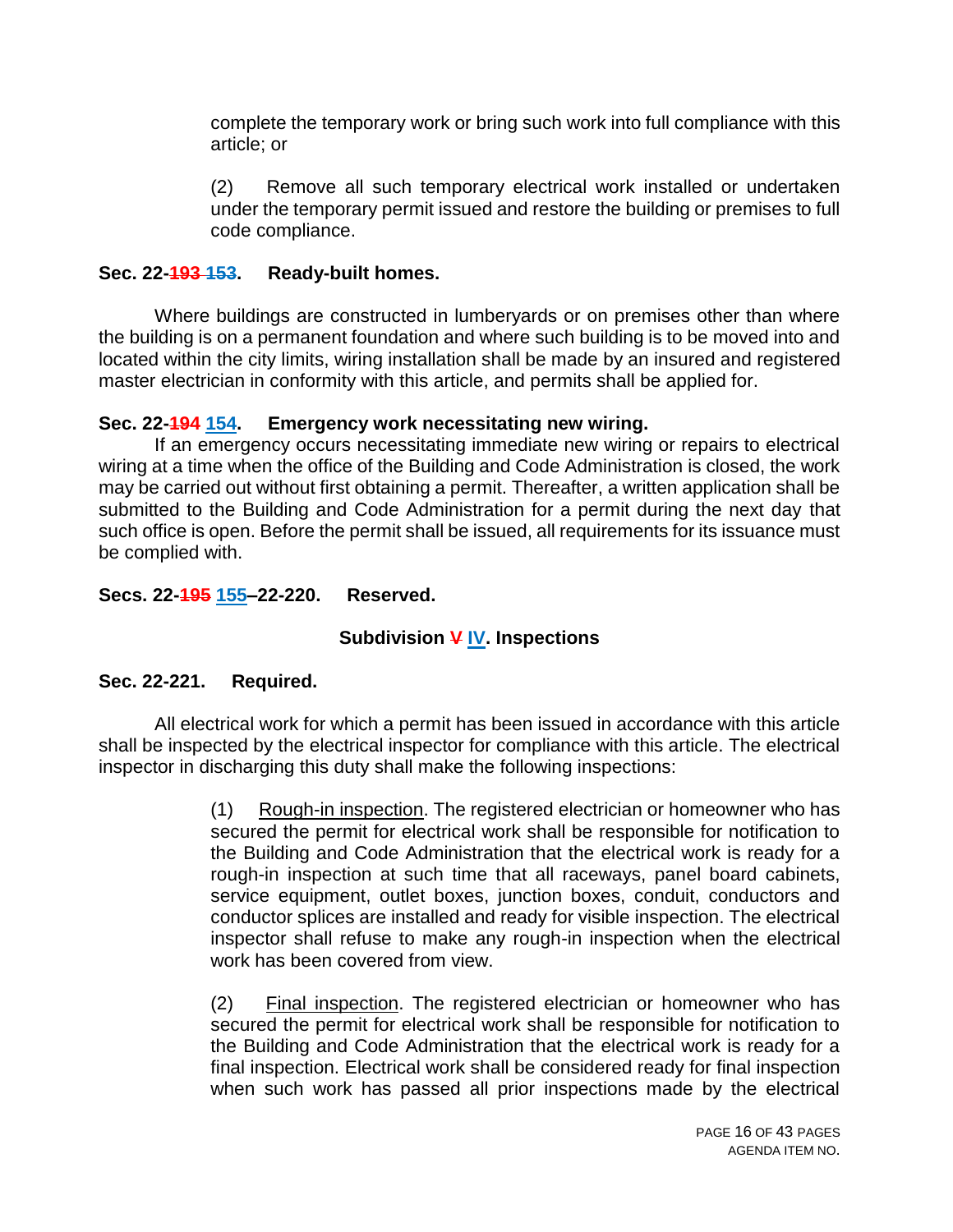complete the temporary work or bring such work into full compliance with this article; or

(2) Remove all such temporary electrical work installed or undertaken under the temporary permit issued and restore the building or premises to full code compliance.

**Sec. 22-~~193~~ 153. Ready-built homes.**

Where buildings are constructed in lumberyards or on premises other than where the building is on a permanent foundation and where such building is to be moved into and located within the city limits, wiring installation shall be made by an insured and registered master electrician in conformity with this article, and permits shall be applied for.

**Sec. 22-~~194~~ 154. Emergency work necessitating new wiring.**

If an emergency occurs necessitating immediate new wiring or repairs to electrical wiring at a time when the office of the Building and Code Administration is closed, the work may be carried out without first obtaining a permit. Thereafter, a written application shall be submitted to the Building and Code Administration for a permit during the next day that such office is open. Before the permit shall be issued, all requirements for its issuance must be complied with.

**Secs. 22-~~195~~ 155–22-220. Reserved.**

**Subdivision ~~V~~ IV. Inspections**

**Sec. 22-221. Required.**

All electrical work for which a permit has been issued in accordance with this article shall be inspected by the electrical inspector for compliance with this article. The electrical inspector in discharging this duty shall make the following inspections:

(1) Rough-in inspection. The registered electrician or homeowner who has secured the permit for electrical work shall be responsible for notification to the Building and Code Administration that the electrical work is ready for a rough-in inspection at such time that all raceways, panel board cabinets, service equipment, outlet boxes, junction boxes, conduit, conductors and conductor splices are installed and ready for visible inspection. The electrical inspector shall refuse to make any rough-in inspection when the electrical work has been covered from view.

(2) Final inspection. The registered electrician or homeowner who has secured the permit for electrical work shall be responsible for notification to the Building and Code Administration that the electrical work is ready for a final inspection. Electrical work shall be considered ready for final inspection when such work has passed all prior inspections made by the electrical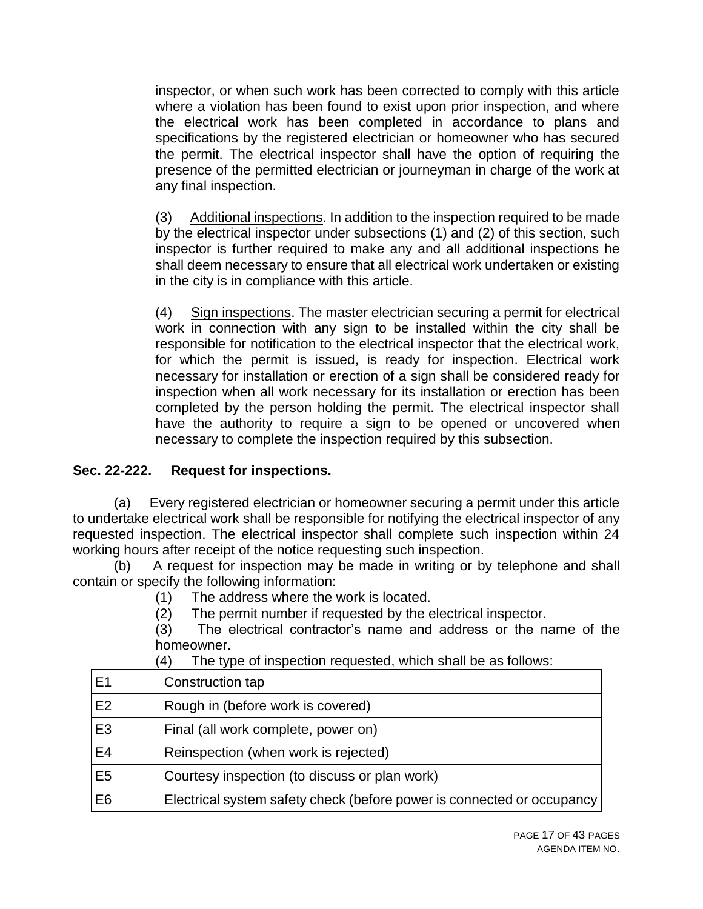inspector, or when such work has been corrected to comply with this article where a violation has been found to exist upon prior inspection, and where the electrical work has been completed in accordance to plans and specifications by the registered electrician or homeowner who has secured the permit. The electrical inspector shall have the option of requiring the presence of the permitted electrician or journeyman in charge of the work at any final inspection.

(3) Additional inspections. In addition to the inspection required to be made by the electrical inspector under subsections (1) and (2) of this section, such inspector is further required to make any and all additional inspections he shall deem necessary to ensure that all electrical work undertaken or existing in the city is in compliance with this article.

(4) Sign inspections. The master electrician securing a permit for electrical work in connection with any sign to be installed within the city shall be responsible for notification to the electrical inspector that the electrical work, for which the permit is issued, is ready for inspection. Electrical work necessary for installation or erection of a sign shall be considered ready for inspection when all work necessary for its installation or erection has been completed by the person holding the permit. The electrical inspector shall have the authority to require a sign to be opened or uncovered when necessary to complete the inspection required by this subsection.

**Sec. 22-222. Request for inspections.**

(a) Every registered electrician or homeowner securing a permit under this article to undertake electrical work shall be responsible for notifying the electrical inspector of any requested inspection. The electrical inspector shall complete such inspection within 24 working hours after receipt of the notice requesting such inspection.

(b) A request for inspection may be made in writing or by telephone and shall contain or specify the following information:

(1) The address where the work is located.

(2) The permit number if requested by the electrical inspector.

(3) The electrical contractor's name and address or the name of the homeowner.

(4) The type of inspection requested, which shall be as follows:

| | |
|---|---|
| E1 | Construction tap |
| E2 | Rough in (before work is covered) |
| E3 | Final (all work complete, power on) |
| E4 | Reinspection (when work is rejected) |
| E5 | Courtesy inspection (to discuss or plan work) |
| E6 | Electrical system safety check (before power is connected or occupancy |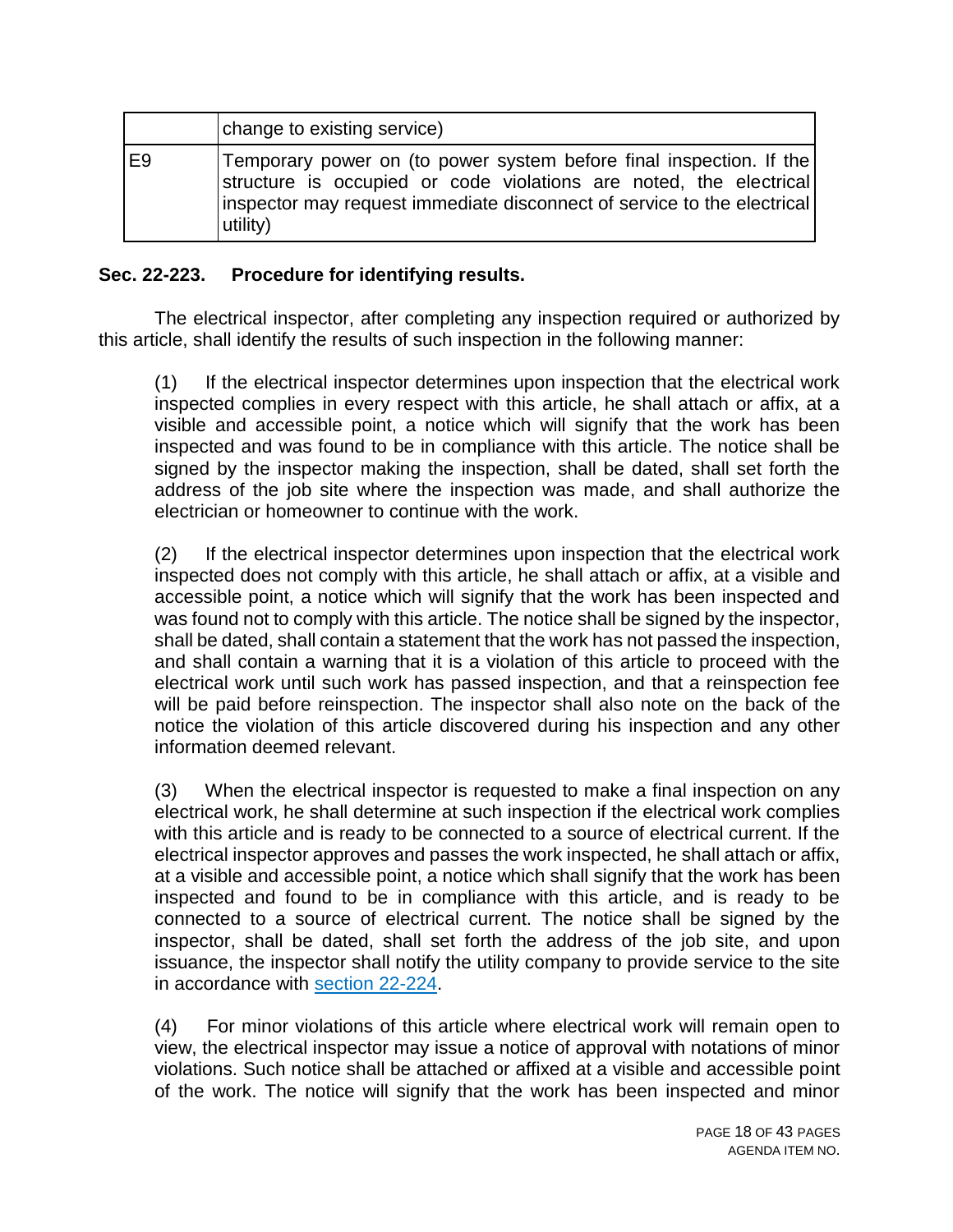| | |
|---|---|
| | change to existing service) |
| E9 | Temporary power on (to power system before final inspection. If the structure is occupied or code violations are noted, the electrical inspector may request immediate disconnect of service to the electrical utility) |

**Sec. 22-223. Procedure for identifying results.**

The electrical inspector, after completing any inspection required or authorized by this article, shall identify the results of such inspection in the following manner:

(1) If the electrical inspector determines upon inspection that the electrical work inspected complies in every respect with this article, he shall attach or affix, at a visible and accessible point, a notice which will signify that the work has been inspected and was found to be in compliance with this article. The notice shall be signed by the inspector making the inspection, shall be dated, shall set forth the address of the job site where the inspection was made, and shall authorize the electrician or homeowner to continue with the work.

(2) If the electrical inspector determines upon inspection that the electrical work inspected does not comply with this article, he shall attach or affix, at a visible and accessible point, a notice which will signify that the work has been inspected and was found not to comply with this article. The notice shall be signed by the inspector, shall be dated, shall contain a statement that the work has not passed the inspection, and shall contain a warning that it is a violation of this article to proceed with the electrical work until such work has passed inspection, and that a reinspection fee will be paid before reinspection. The inspector shall also note on the back of the notice the violation of this article discovered during his inspection and any other information deemed relevant.

(3) When the electrical inspector is requested to make a final inspection on any electrical work, he shall determine at such inspection if the electrical work complies with this article and is ready to be connected to a source of electrical current. If the electrical inspector approves and passes the work inspected, he shall attach or affix, at a visible and accessible point, a notice which shall signify that the work has been inspected and found to be in compliance with this article, and is ready to be connected to a source of electrical current. The notice shall be signed by the inspector, shall be dated, shall set forth the address of the job site, and upon issuance, the inspector shall notify the utility company to provide service to the site in accordance with section 22-224.

(4) For minor violations of this article where electrical work will remain open to view, the electrical inspector may issue a notice of approval with notations of minor violations. Such notice shall be attached or affixed at a visible and accessible point of the work. The notice will signify that the work has been inspected and minor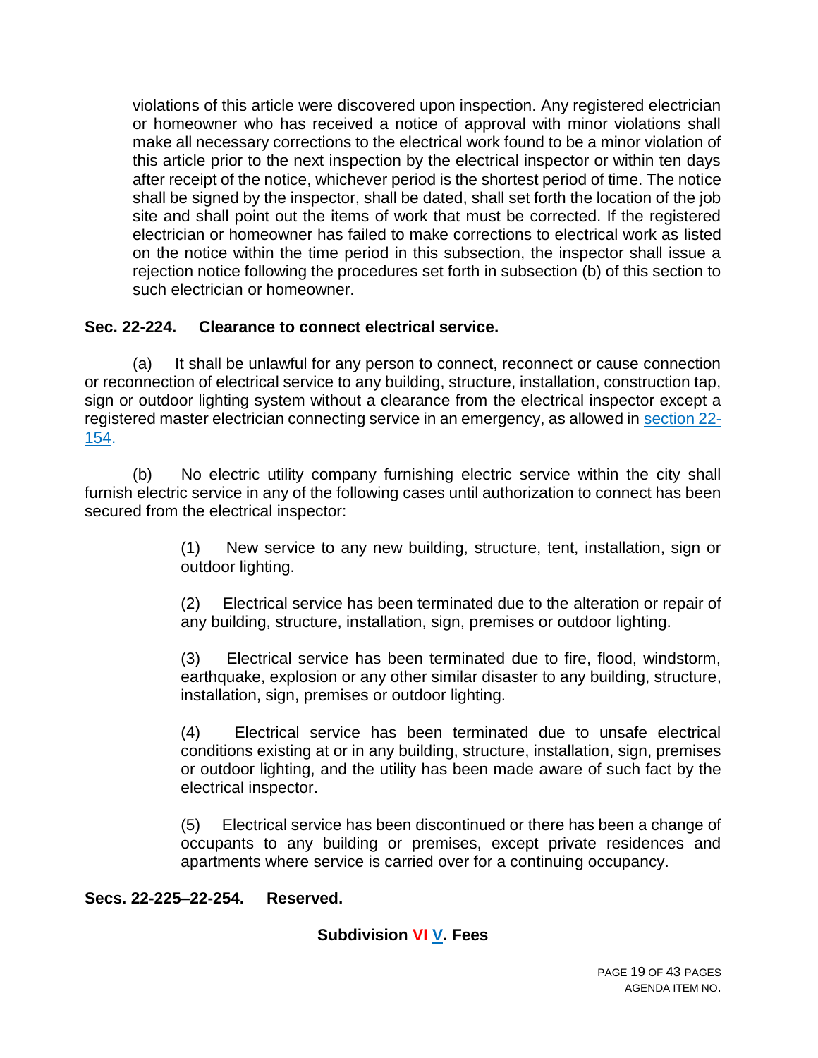violations of this article were discovered upon inspection. Any registered electrician or homeowner who has received a notice of approval with minor violations shall make all necessary corrections to the electrical work found to be a minor violation of this article prior to the next inspection by the electrical inspector or within ten days after receipt of the notice, whichever period is the shortest period of time. The notice shall be signed by the inspector, shall be dated, shall set forth the location of the job site and shall point out the items of work that must be corrected. If the registered electrician or homeowner has failed to make corrections to electrical work as listed on the notice within the time period in this subsection, the inspector shall issue a rejection notice following the procedures set forth in subsection (b) of this section to such electrician or homeowner.

**Sec. 22-224. Clearance to connect electrical service.**

(a) It shall be unlawful for any person to connect, reconnect or cause connection or reconnection of electrical service to any building, structure, installation, construction tap, sign or outdoor lighting system without a clearance from the electrical inspector except a registered master electrician connecting service in an emergency, as allowed in section 22-154.

(b) No electric utility company furnishing electric service within the city shall furnish electric service in any of the following cases until authorization to connect has been secured from the electrical inspector:

(1) New service to any new building, structure, tent, installation, sign or outdoor lighting.

(2) Electrical service has been terminated due to the alteration or repair of any building, structure, installation, sign, premises or outdoor lighting.

(3) Electrical service has been terminated due to fire, flood, windstorm, earthquake, explosion or any other similar disaster to any building, structure, installation, sign, premises or outdoor lighting.

(4) Electrical service has been terminated due to unsafe electrical conditions existing at or in any building, structure, installation, sign, premises or outdoor lighting, and the utility has been made aware of such fact by the electrical inspector.

(5) Electrical service has been discontinued or there has been a change of occupants to any building or premises, except private residences and apartments where service is carried over for a continuing occupancy.

**Secs. 22-225–22-254. Reserved.**

**Subdivision ~~VI~~ V. Fees**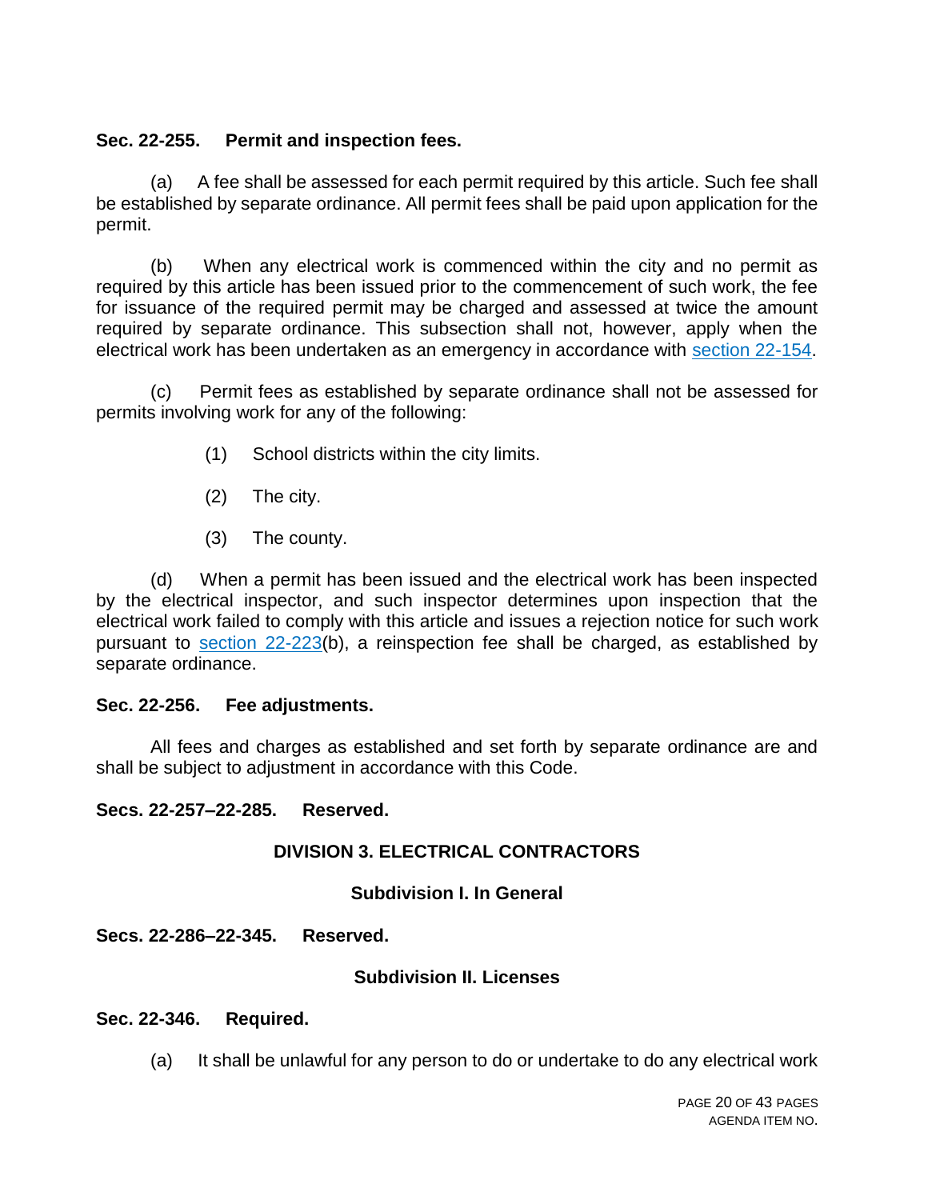**Sec. 22-255. Permit and inspection fees.**

(a) A fee shall be assessed for each permit required by this article. Such fee shall be established by separate ordinance. All permit fees shall be paid upon application for the permit.

(b) When any electrical work is commenced within the city and no permit as required by this article has been issued prior to the commencement of such work, the fee for issuance of the required permit may be charged and assessed at twice the amount required by separate ordinance. This subsection shall not, however, apply when the electrical work has been undertaken as an emergency in accordance with section 22-154.

(c) Permit fees as established by separate ordinance shall not be assessed for permits involving work for any of the following:

(1) School districts within the city limits.

(2) The city.

(3) The county.

(d) When a permit has been issued and the electrical work has been inspected by the electrical inspector, and such inspector determines upon inspection that the electrical work failed to comply with this article and issues a rejection notice for such work pursuant to section 22-223(b), a reinspection fee shall be charged, as established by separate ordinance.

**Sec. 22-256. Fee adjustments.**

All fees and charges as established and set forth by separate ordinance are and shall be subject to adjustment in accordance with this Code.

**Secs. 22-257–22-285. Reserved.**

**DIVISION 3. ELECTRICAL CONTRACTORS**

**Subdivision I. In General**

**Secs. 22-286–22-345. Reserved.**

**Subdivision II. Licenses**

**Sec. 22-346. Required.**

(a) It shall be unlawful for any person to do or undertake to do any electrical work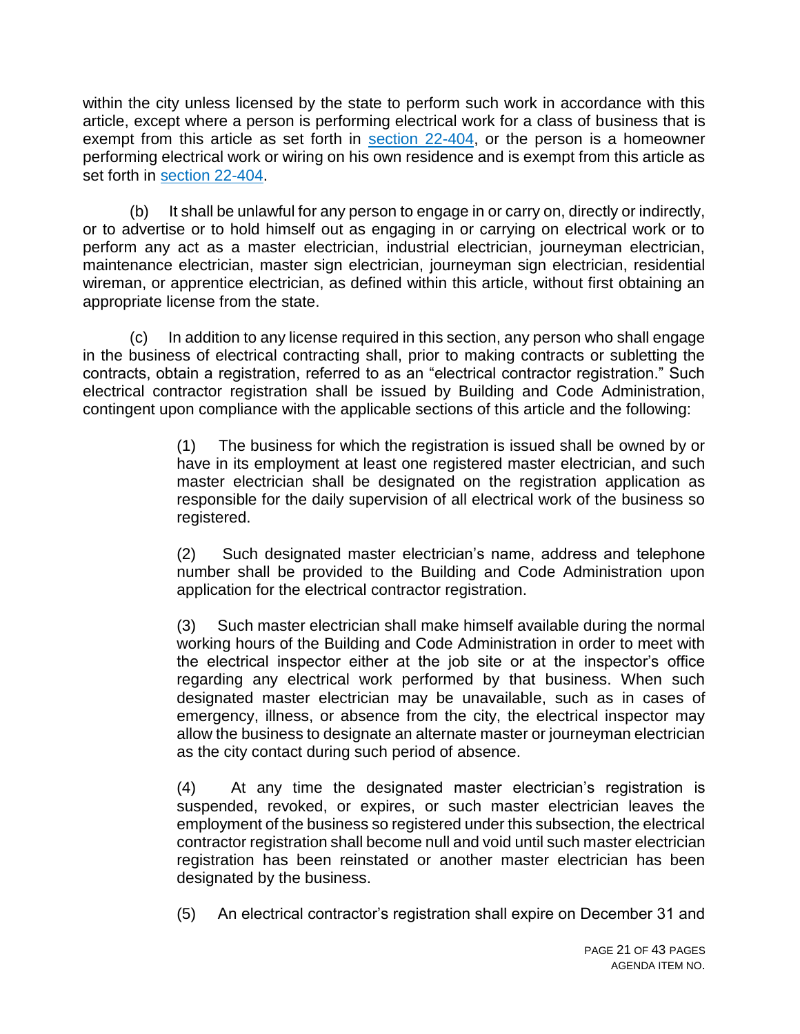within the city unless licensed by the state to perform such work in accordance with this article, except where a person is performing electrical work for a class of business that is exempt from this article as set forth in section 22-404, or the person is a homeowner performing electrical work or wiring on his own residence and is exempt from this article as set forth in section 22-404.

(b) It shall be unlawful for any person to engage in or carry on, directly or indirectly, or to advertise or to hold himself out as engaging in or carrying on electrical work or to perform any act as a master electrician, industrial electrician, journeyman electrician, maintenance electrician, master sign electrician, journeyman sign electrician, residential wireman, or apprentice electrician, as defined within this article, without first obtaining an appropriate license from the state.

(c) In addition to any license required in this section, any person who shall engage in the business of electrical contracting shall, prior to making contracts or subletting the contracts, obtain a registration, referred to as an "electrical contractor registration." Such electrical contractor registration shall be issued by Building and Code Administration, contingent upon compliance with the applicable sections of this article and the following:

> (1) The business for which the registration is issued shall be owned by or have in its employment at least one registered master electrician, and such master electrician shall be designated on the registration application as responsible for the daily supervision of all electrical work of the business so registered.
>
> (2) Such designated master electrician's name, address and telephone number shall be provided to the Building and Code Administration upon application for the electrical contractor registration.
>
> (3) Such master electrician shall make himself available during the normal working hours of the Building and Code Administration in order to meet with the electrical inspector either at the job site or at the inspector's office regarding any electrical work performed by that business. When such designated master electrician may be unavailable, such as in cases of emergency, illness, or absence from the city, the electrical inspector may allow the business to designate an alternate master or journeyman electrician as the city contact during such period of absence.
>
> (4) At any time the designated master electrician's registration is suspended, revoked, or expires, or such master electrician leaves the employment of the business so registered under this subsection, the electrical contractor registration shall become null and void until such master electrician registration has been reinstated or another master electrician has been designated by the business.
>
> (5) An electrical contractor's registration shall expire on December 31 and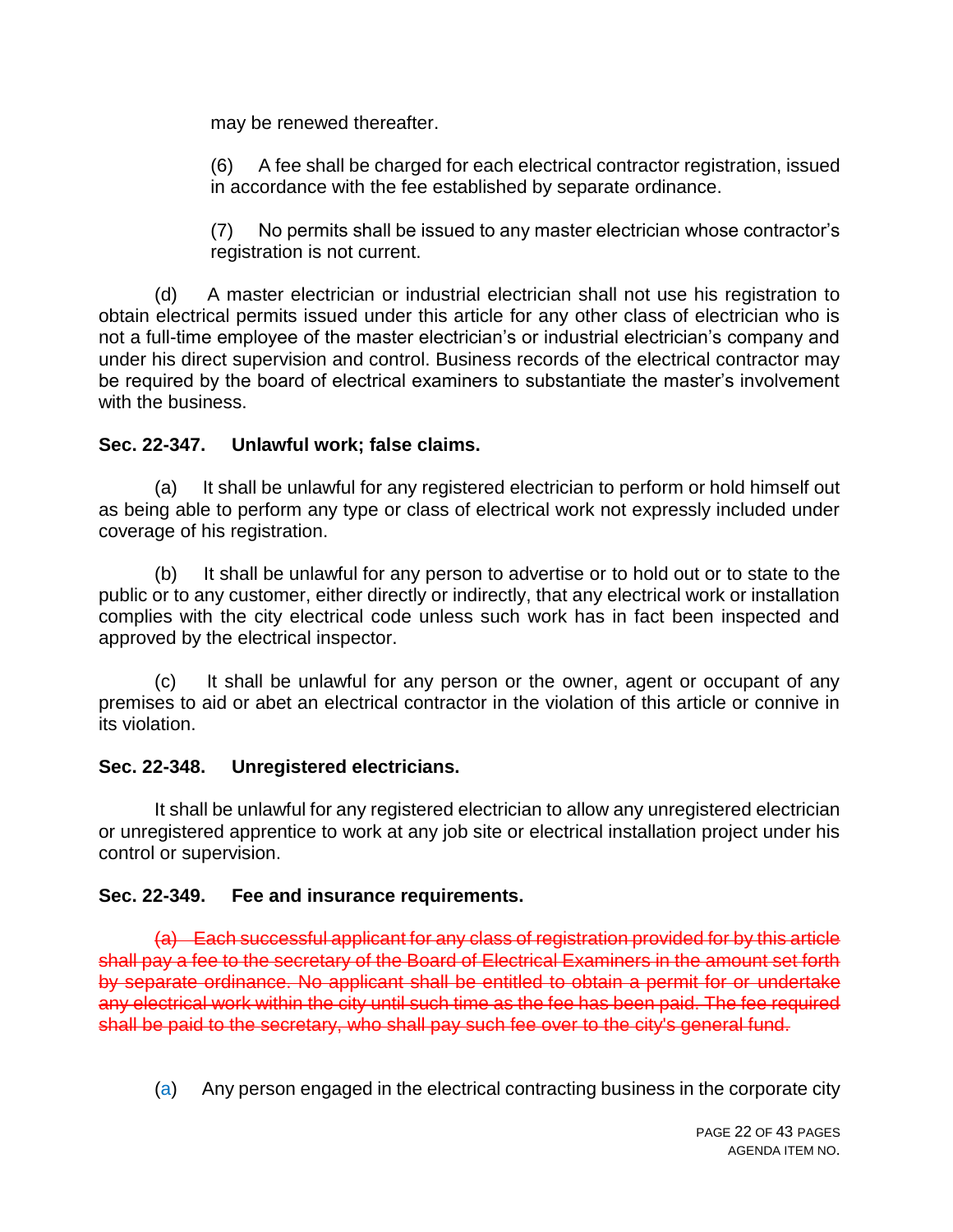may be renewed thereafter.

(6) A fee shall be charged for each electrical contractor registration, issued in accordance with the fee established by separate ordinance.

(7) No permits shall be issued to any master electrician whose contractor's registration is not current.

(d) A master electrician or industrial electrician shall not use his registration to obtain electrical permits issued under this article for any other class of electrician who is not a full-time employee of the master electrician's or industrial electrician's company and under his direct supervision and control. Business records of the electrical contractor may be required by the board of electrical examiners to substantiate the master's involvement with the business.

**Sec. 22-347. Unlawful work; false claims.**

(a) It shall be unlawful for any registered electrician to perform or hold himself out as being able to perform any type or class of electrical work not expressly included under coverage of his registration.

(b) It shall be unlawful for any person to advertise or to hold out or to state to the public or to any customer, either directly or indirectly, that any electrical work or installation complies with the city electrical code unless such work has in fact been inspected and approved by the electrical inspector.

(c) It shall be unlawful for any person or the owner, agent or occupant of any premises to aid or abet an electrical contractor in the violation of this article or connive in its violation.

**Sec. 22-348. Unregistered electricians.**

It shall be unlawful for any registered electrician to allow any unregistered electrician or unregistered apprentice to work at any job site or electrical installation project under his control or supervision.

**Sec. 22-349. Fee and insurance requirements.**

~~(a) Each successful applicant for any class of registration provided for by this article shall pay a fee to the secretary of the Board of Electrical Examiners in the amount set forth by separate ordinance. No applicant shall be entitled to obtain a permit for or undertake any electrical work within the city until such time as the fee has been paid. The fee required shall be paid to the secretary, who shall pay such fee over to the city's general fund.~~

(a) Any person engaged in the electrical contracting business in the corporate city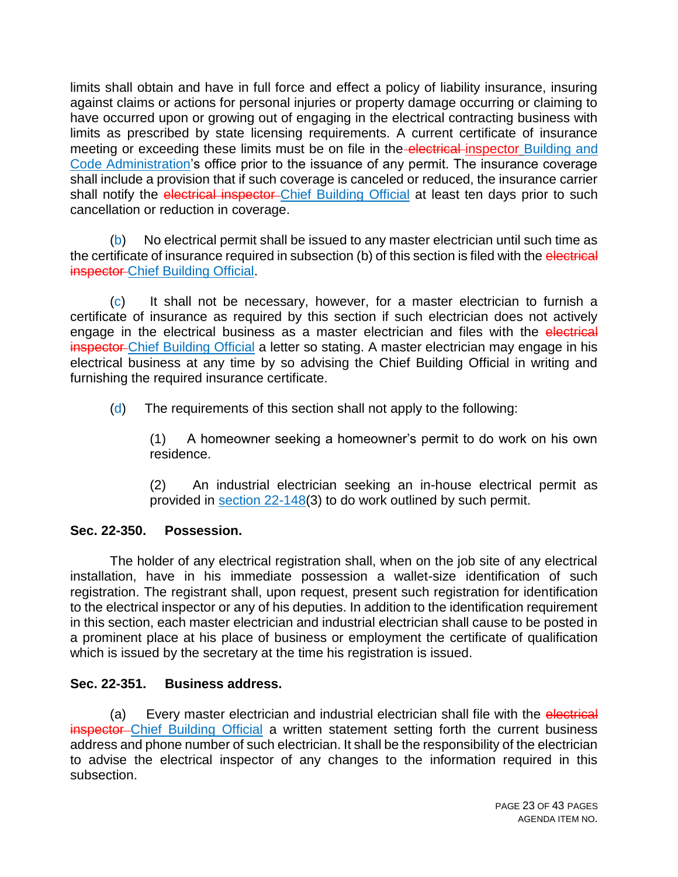limits shall obtain and have in full force and effect a policy of liability insurance, insuring against claims or actions for personal injuries or property damage occurring or claiming to have occurred upon or growing out of engaging in the electrical contracting business with limits as prescribed by state licensing requirements. A current certificate of insurance meeting or exceeding these limits must be on file in the ~~electrical~~ inspector Building and Code Administration's office prior to the issuance of any permit. The insurance coverage shall include a provision that if such coverage is canceled or reduced, the insurance carrier shall notify the ~~electrical inspector~~ Chief Building Official at least ten days prior to such cancellation or reduction in coverage.

(b) No electrical permit shall be issued to any master electrician until such time as the certificate of insurance required in subsection (b) of this section is filed with the ~~electrical inspector~~ Chief Building Official.

(c) It shall not be necessary, however, for a master electrician to furnish a certificate of insurance as required by this section if such electrician does not actively engage in the electrical business as a master electrician and files with the ~~electrical inspector~~ Chief Building Official a letter so stating. A master electrician may engage in his electrical business at any time by so advising the Chief Building Official in writing and furnishing the required insurance certificate.

(d) The requirements of this section shall not apply to the following:

> (1) A homeowner seeking a homeowner's permit to do work on his own residence.
>
> (2) An industrial electrician seeking an in-house electrical permit as provided in section 22-148(3) to do work outlined by such permit.

**Sec. 22-350. Possession.**

The holder of any electrical registration shall, when on the job site of any electrical installation, have in his immediate possession a wallet-size identification of such registration. The registrant shall, upon request, present such registration for identification to the electrical inspector or any of his deputies. In addition to the identification requirement in this section, each master electrician and industrial electrician shall cause to be posted in a prominent place at his place of business or employment the certificate of qualification which is issued by the secretary at the time his registration is issued.

**Sec. 22-351. Business address.**

(a) Every master electrician and industrial electrician shall file with the ~~electrical inspector~~ Chief Building Official a written statement setting forth the current business address and phone number of such electrician. It shall be the responsibility of the electrician to advise the electrical inspector of any changes to the information required in this subsection.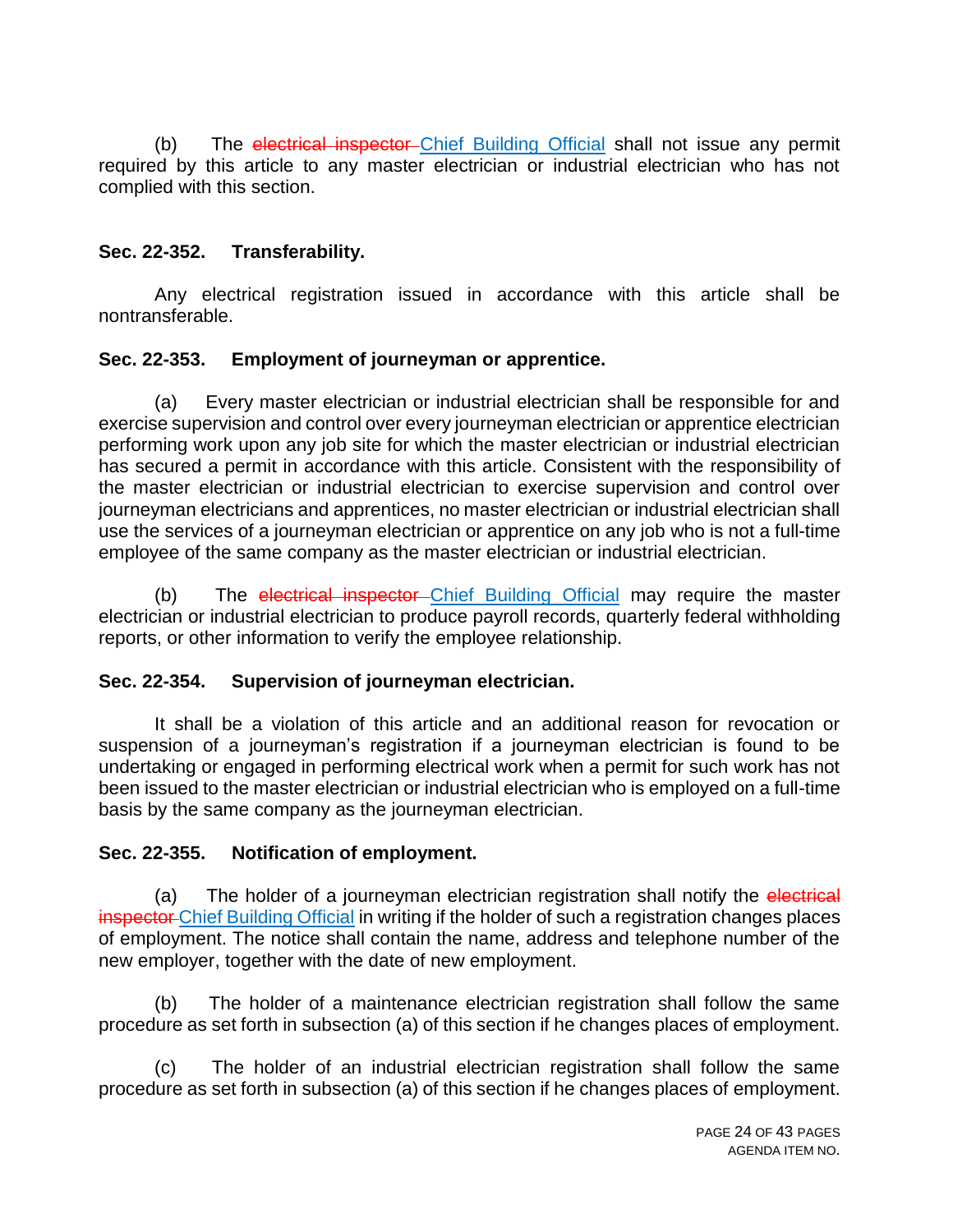(b) The ~~electrical inspector~~ <u>Chief Building Official</u> shall not issue any permit required by this article to any master electrician or industrial electrician who has not complied with this section.

**Sec. 22-352. Transferability.**

Any electrical registration issued in accordance with this article shall be nontransferable.

**Sec. 22-353. Employment of journeyman or apprentice.**

(a) Every master electrician or industrial electrician shall be responsible for and exercise supervision and control over every journeyman electrician or apprentice electrician performing work upon any job site for which the master electrician or industrial electrician has secured a permit in accordance with this article. Consistent with the responsibility of the master electrician or industrial electrician to exercise supervision and control over journeyman electricians and apprentices, no master electrician or industrial electrician shall use the services of a journeyman electrician or apprentice on any job who is not a full-time employee of the same company as the master electrician or industrial electrician.

(b) The ~~electrical inspector~~ <u>Chief Building Official</u> may require the master electrician or industrial electrician to produce payroll records, quarterly federal withholding reports, or other information to verify the employee relationship.

**Sec. 22-354. Supervision of journeyman electrician.**

It shall be a violation of this article and an additional reason for revocation or suspension of a journeyman's registration if a journeyman electrician is found to be undertaking or engaged in performing electrical work when a permit for such work has not been issued to the master electrician or industrial electrician who is employed on a full-time basis by the same company as the journeyman electrician.

**Sec. 22-355. Notification of employment.**

(a) The holder of a journeyman electrician registration shall notify the ~~electrical inspector~~ <u>Chief Building Official</u> in writing if the holder of such a registration changes places of employment. The notice shall contain the name, address and telephone number of the new employer, together with the date of new employment.

(b) The holder of a maintenance electrician registration shall follow the same procedure as set forth in subsection (a) of this section if he changes places of employment.

(c) The holder of an industrial electrician registration shall follow the same procedure as set forth in subsection (a) of this section if he changes places of employment.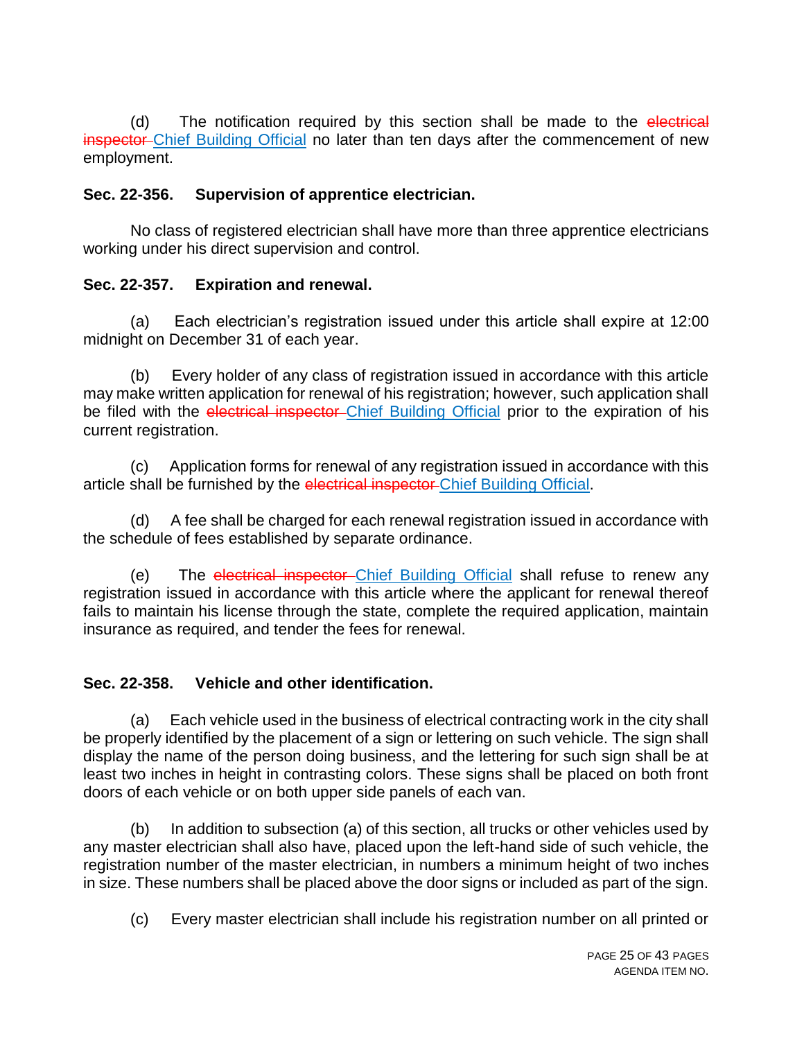(d) The notification required by this section shall be made to the ~~electrical inspector~~ <u>Chief Building Official</u> no later than ten days after the commencement of new employment.

**Sec. 22-356. Supervision of apprentice electrician.**

No class of registered electrician shall have more than three apprentice electricians working under his direct supervision and control.

**Sec. 22-357. Expiration and renewal.**

(a) Each electrician's registration issued under this article shall expire at 12:00 midnight on December 31 of each year.

(b) Every holder of any class of registration issued in accordance with this article may make written application for renewal of his registration; however, such application shall be filed with the ~~electrical inspector~~ <u>Chief Building Official</u> prior to the expiration of his current registration.

(c) Application forms for renewal of any registration issued in accordance with this article shall be furnished by the ~~electrical inspector~~ <u>Chief Building Official</u>.

(d) A fee shall be charged for each renewal registration issued in accordance with the schedule of fees established by separate ordinance.

(e) The ~~electrical inspector~~ <u>Chief Building Official</u> shall refuse to renew any registration issued in accordance with this article where the applicant for renewal thereof fails to maintain his license through the state, complete the required application, maintain insurance as required, and tender the fees for renewal.

**Sec. 22-358. Vehicle and other identification.**

(a) Each vehicle used in the business of electrical contracting work in the city shall be properly identified by the placement of a sign or lettering on such vehicle. The sign shall display the name of the person doing business, and the lettering for such sign shall be at least two inches in height in contrasting colors. These signs shall be placed on both front doors of each vehicle or on both upper side panels of each van.

(b) In addition to subsection (a) of this section, all trucks or other vehicles used by any master electrician shall also have, placed upon the left-hand side of such vehicle, the registration number of the master electrician, in numbers a minimum height of two inches in size. These numbers shall be placed above the door signs or included as part of the sign.

(c) Every master electrician shall include his registration number on all printed or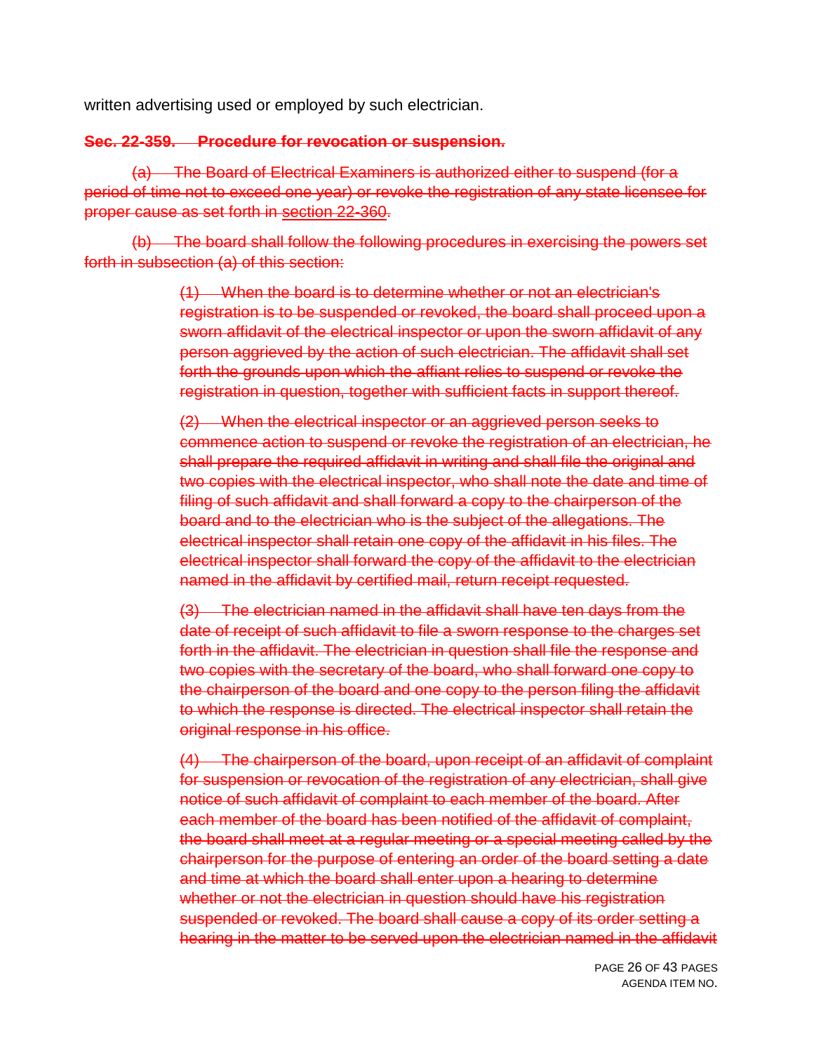written advertising used or employed by such electrician.

~~**Sec. 22-359. Procedure for revocation or suspension.**~~

~~(a) The Board of Electrical Examiners is authorized either to suspend (for a period of time not to exceed one year) or revoke the registration of any state licensee for proper cause as set forth in section 22-360.~~

~~(b) The board shall follow the following procedures in exercising the powers set forth in subsection (a) of this section:~~

> ~~(1) When the board is to determine whether or not an electrician's registration is to be suspended or revoked, the board shall proceed upon a sworn affidavit of the electrical inspector or upon the sworn affidavit of any person aggrieved by the action of such electrician. The affidavit shall set forth the grounds upon which the affiant relies to suspend or revoke the registration in question, together with sufficient facts in support thereof.~~
>
> ~~(2) When the electrical inspector or an aggrieved person seeks to commence action to suspend or revoke the registration of an electrician, he shall prepare the required affidavit in writing and shall file the original and two copies with the electrical inspector, who shall note the date and time of filing of such affidavit and shall forward a copy to the chairperson of the board and to the electrician who is the subject of the allegations. The electrical inspector shall retain one copy of the affidavit in his files. The electrical inspector shall forward the copy of the affidavit to the electrician named in the affidavit by certified mail, return receipt requested.~~
>
> ~~(3) The electrician named in the affidavit shall have ten days from the date of receipt of such affidavit to file a sworn response to the charges set forth in the affidavit. The electrician in question shall file the response and two copies with the secretary of the board, who shall forward one copy to the chairperson of the board and one copy to the person filing the affidavit to which the response is directed. The electrical inspector shall retain the original response in his office.~~
>
> ~~(4) The chairperson of the board, upon receipt of an affidavit of complaint for suspension or revocation of the registration of any electrician, shall give notice of such affidavit of complaint to each member of the board. After each member of the board has been notified of the affidavit of complaint, the board shall meet at a regular meeting or a special meeting called by the chairperson for the purpose of entering an order of the board setting a date and time at which the board shall enter upon a hearing to determine whether or not the electrician in question should have his registration suspended or revoked. The board shall cause a copy of its order setting a hearing in the matter to be served upon the electrician named in the affidavit~~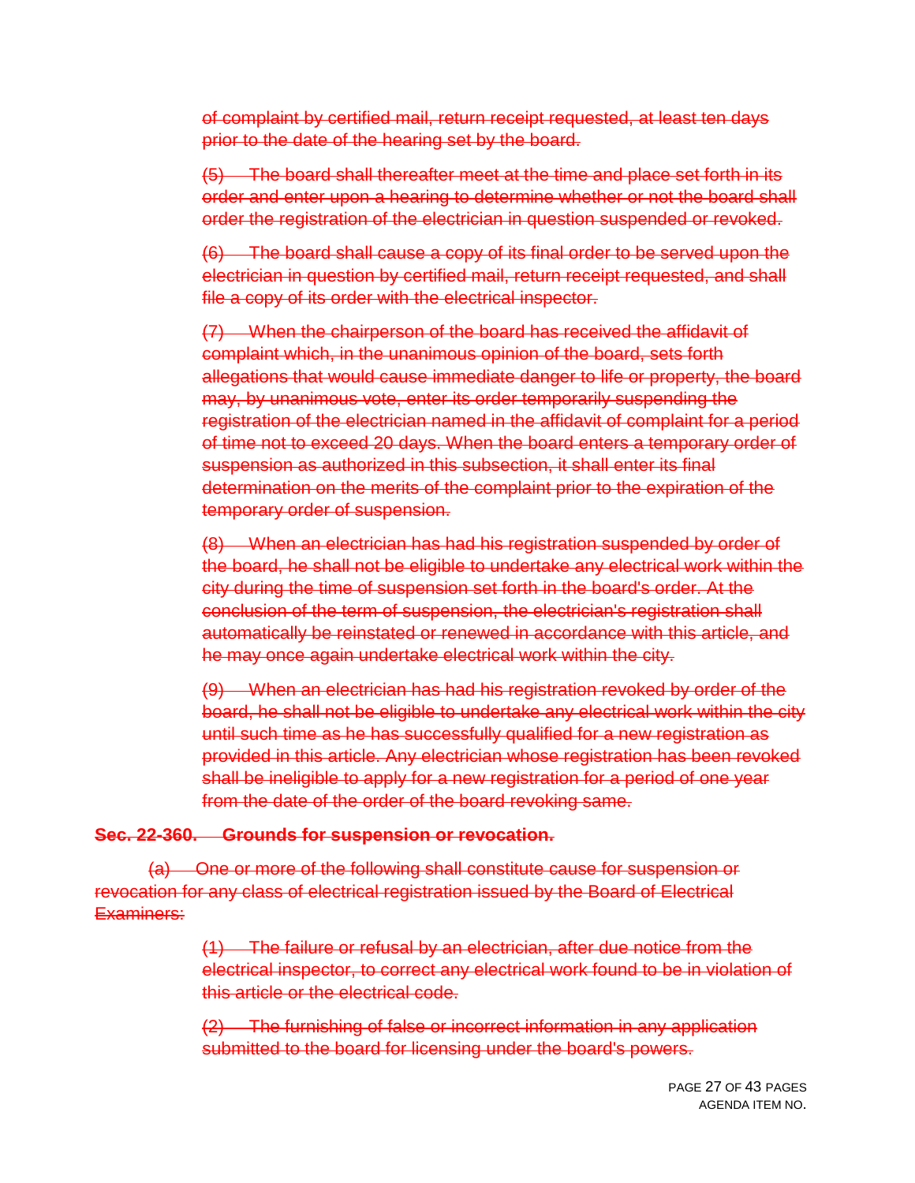~~of complaint by certified mail, return receipt requested, at least ten days prior to the date of the hearing set by the board.~~

~~(5) The board shall thereafter meet at the time and place set forth in its order and enter upon a hearing to determine whether or not the board shall order the registration of the electrician in question suspended or revoked.~~

~~(6) The board shall cause a copy of its final order to be served upon the electrician in question by certified mail, return receipt requested, and shall file a copy of its order with the electrical inspector.~~

~~(7) When the chairperson of the board has received the affidavit of complaint which, in the unanimous opinion of the board, sets forth allegations that would cause immediate danger to life or property, the board may, by unanimous vote, enter its order temporarily suspending the registration of the electrician named in the affidavit of complaint for a period of time not to exceed 20 days. When the board enters a temporary order of suspension as authorized in this subsection, it shall enter its final determination on the merits of the complaint prior to the expiration of the temporary order of suspension.~~

~~(8) When an electrician has had his registration suspended by order of the board, he shall not be eligible to undertake any electrical work within the city during the time of suspension set forth in the board's order. At the conclusion of the term of suspension, the electrician's registration shall automatically be reinstated or renewed in accordance with this article, and he may once again undertake electrical work within the city.~~

~~(9) When an electrician has had his registration revoked by order of the board, he shall not be eligible to undertake any electrical work within the city until such time as he has successfully qualified for a new registration as provided in this article. Any electrician whose registration has been revoked shall be ineligible to apply for a new registration for a period of one year from the date of the order of the board revoking same.~~

**~~Sec. 22-360. Grounds for suspension or revocation.~~**

~~(a) One or more of the following shall constitute cause for suspension or revocation for any class of electrical registration issued by the Board of Electrical Examiners:~~

~~(1) The failure or refusal by an electrician, after due notice from the electrical inspector, to correct any electrical work found to be in violation of this article or the electrical code.~~

~~(2) The furnishing of false or incorrect information in any application submitted to the board for licensing under the board's powers.~~

AGENDA ITEM NO.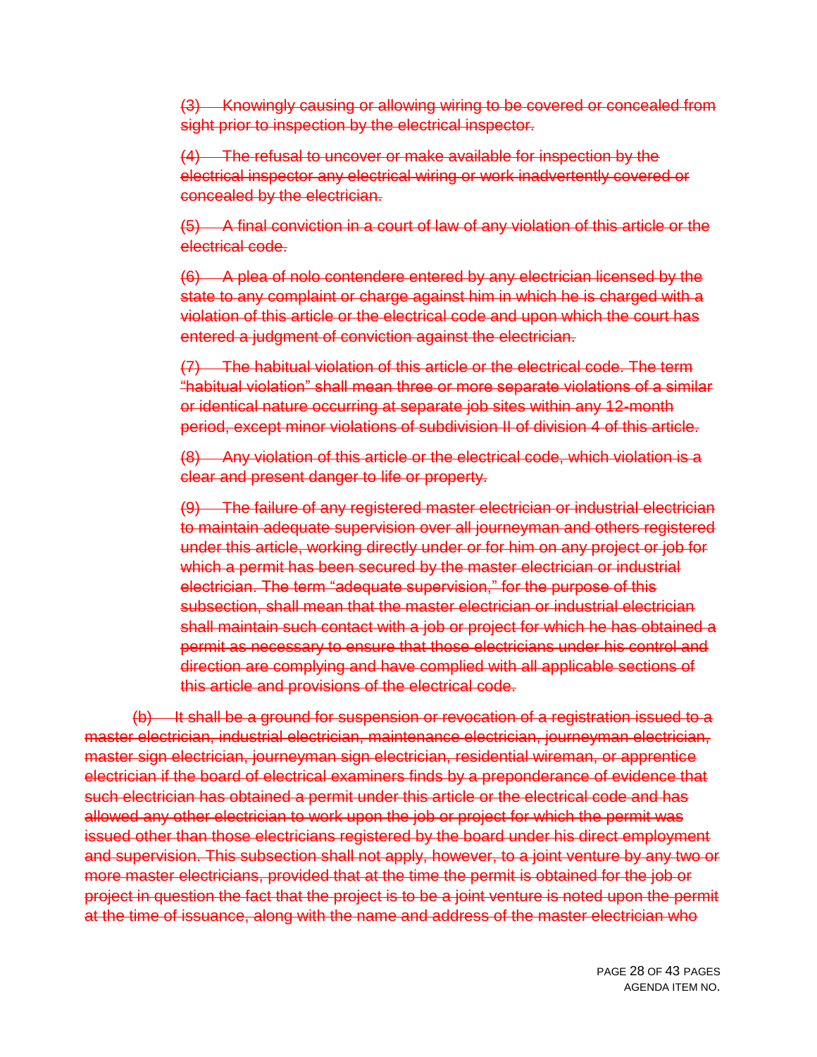~~(3) Knowingly causing or allowing wiring to be covered or concealed from sight prior to inspection by the electrical inspector.~~

~~(4) The refusal to uncover or make available for inspection by the electrical inspector any electrical wiring or work inadvertently covered or concealed by the electrician.~~

~~(5) A final conviction in a court of law of any violation of this article or the electrical code.~~

~~(6) A plea of nolo contendere entered by any electrician licensed by the state to any complaint or charge against him in which he is charged with a violation of this article or the electrical code and upon which the court has entered a judgment of conviction against the electrician.~~

~~(7) The habitual violation of this article or the electrical code. The term "habitual violation" shall mean three or more separate violations of a similar or identical nature occurring at separate job sites within any 12-month period, except minor violations of subdivision II of division 4 of this article.~~

~~(8) Any violation of this article or the electrical code, which violation is a clear and present danger to life or property.~~

~~(9) The failure of any registered master electrician or industrial electrician to maintain adequate supervision over all journeyman and others registered under this article, working directly under or for him on any project or job for which a permit has been secured by the master electrician or industrial electrician. The term "adequate supervision," for the purpose of this subsection, shall mean that the master electrician or industrial electrician shall maintain such contact with a job or project for which he has obtained a permit as necessary to ensure that those electricians under his control and direction are complying and have complied with all applicable sections of this article and provisions of the electrical code.~~

~~(b) It shall be a ground for suspension or revocation of a registration issued to a master electrician, industrial electrician, maintenance electrician, journeyman electrician, master sign electrician, journeyman sign electrician, residential wireman, or apprentice electrician if the board of electrical examiners finds by a preponderance of evidence that such electrician has obtained a permit under this article or the electrical code and has allowed any other electrician to work upon the job or project for which the permit was issued other than those electricians registered by the board under his direct employment and supervision. This subsection shall not apply, however, to a joint venture by any two or more master electricians, provided that at the time the permit is obtained for the job or project in question the fact that the project is to be a joint venture is noted upon the permit at the time of issuance, along with the name and address of the master electrician who~~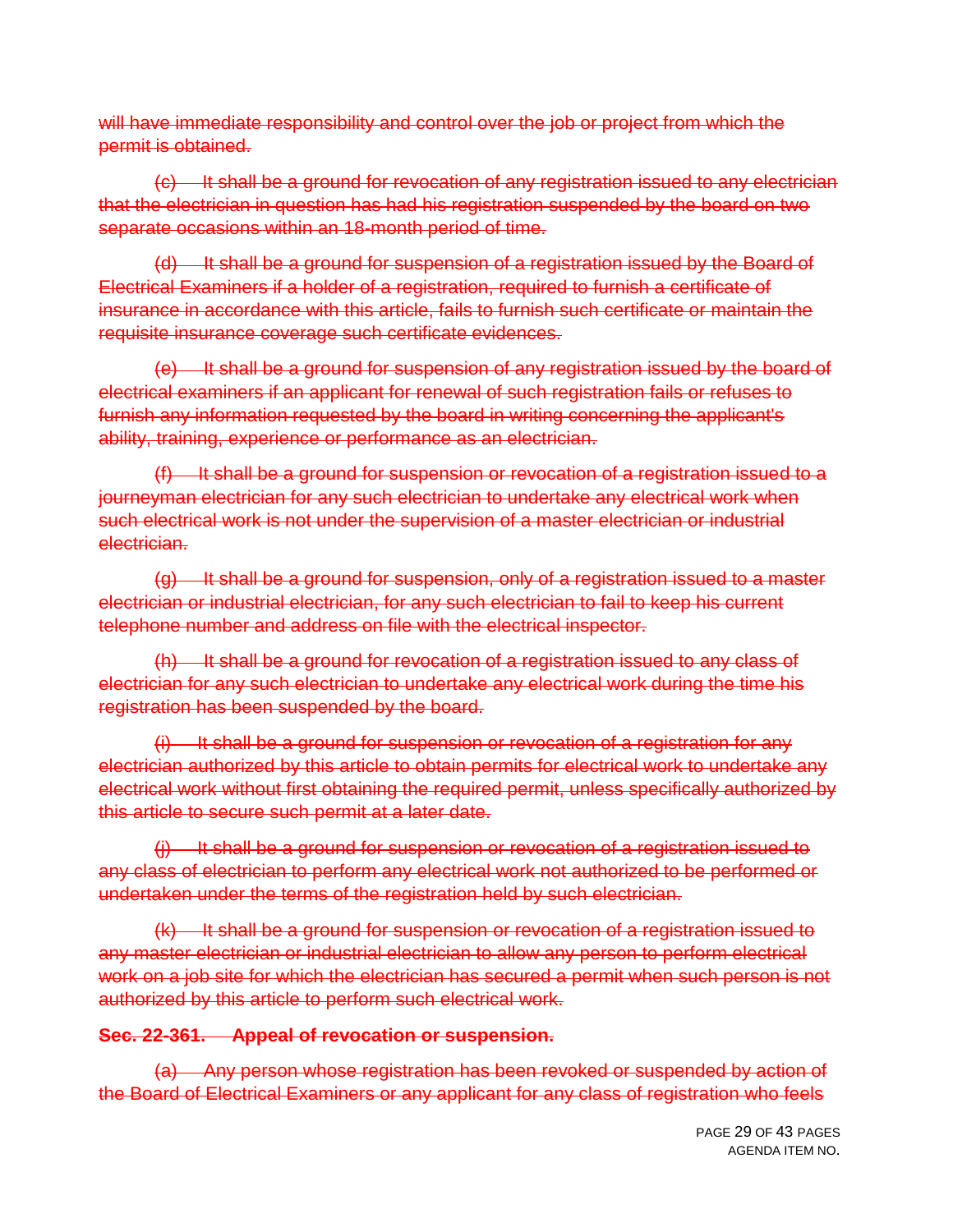will have immediate responsibility and control over the job or project from which the permit is obtained.

(c) It shall be a ground for revocation of any registration issued to any electrician that the electrician in question has had his registration suspended by the board on two separate occasions within an 18-month period of time.

(d) It shall be a ground for suspension of a registration issued by the Board of Electrical Examiners if a holder of a registration, required to furnish a certificate of insurance in accordance with this article, fails to furnish such certificate or maintain the requisite insurance coverage such certificate evidences.

(e) It shall be a ground for suspension of any registration issued by the board of electrical examiners if an applicant for renewal of such registration fails or refuses to furnish any information requested by the board in writing concerning the applicant's ability, training, experience or performance as an electrician.

(f) It shall be a ground for suspension or revocation of a registration issued to a journeyman electrician for any such electrician to undertake any electrical work when such electrical work is not under the supervision of a master electrician or industrial electrician.

(g) It shall be a ground for suspension, only of a registration issued to a master electrician or industrial electrician, for any such electrician to fail to keep his current telephone number and address on file with the electrical inspector.

(h) It shall be a ground for revocation of a registration issued to any class of electrician for any such electrician to undertake any electrical work during the time his registration has been suspended by the board.

(i) It shall be a ground for suspension or revocation of a registration for any electrician authorized by this article to obtain permits for electrical work to undertake any electrical work without first obtaining the required permit, unless specifically authorized by this article to secure such permit at a later date.

(j) It shall be a ground for suspension or revocation of a registration issued to any class of electrician to perform any electrical work not authorized to be performed or undertaken under the terms of the registration held by such electrician.

(k) It shall be a ground for suspension or revocation of a registration issued to any master electrician or industrial electrician to allow any person to perform electrical work on a job site for which the electrician has secured a permit when such person is not authorized by this article to perform such electrical work.

**Sec. 22-361. Appeal of revocation or suspension.**

(a) Any person whose registration has been revoked or suspended by action of the Board of Electrical Examiners or any applicant for any class of registration who feels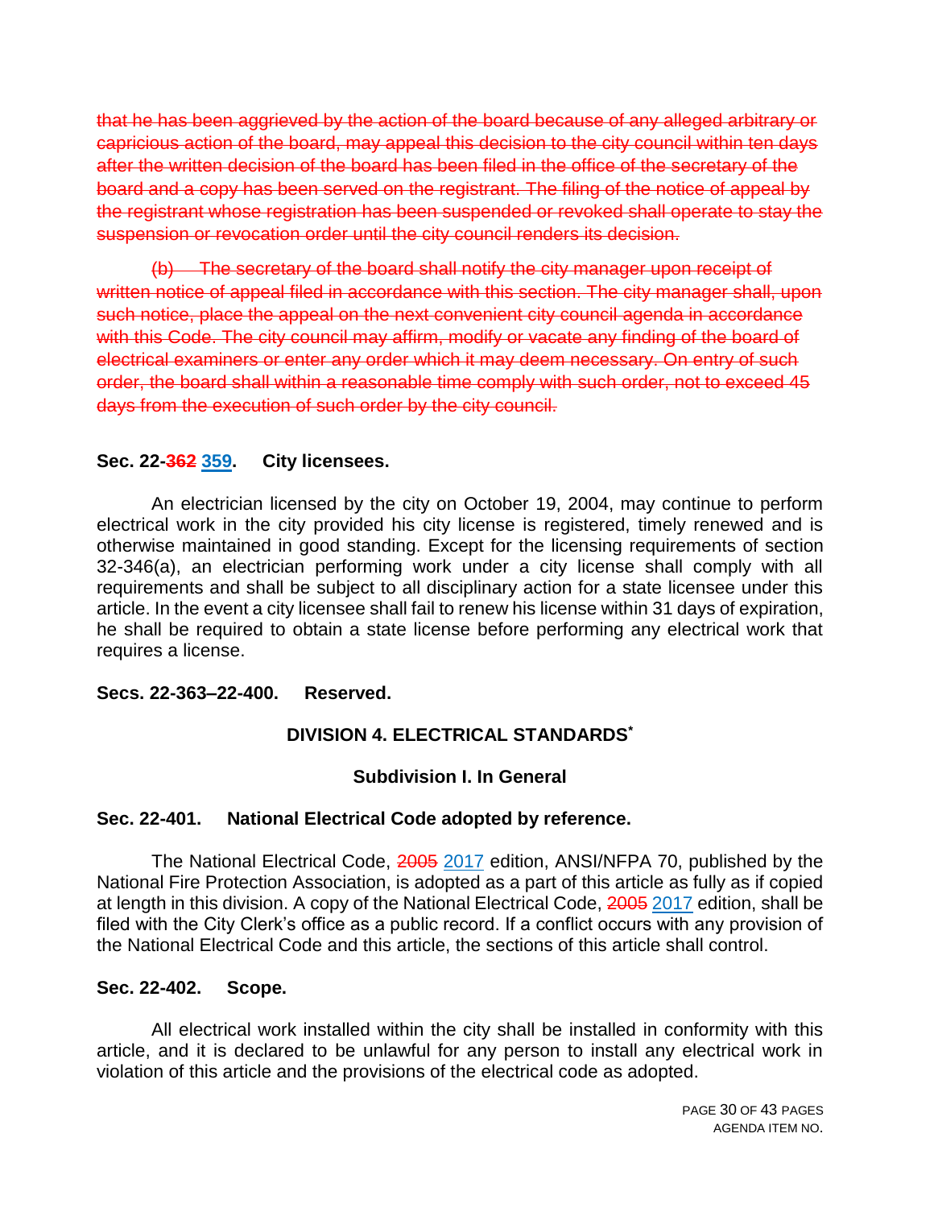~~that he has been aggrieved by the action of the board because of any alleged arbitrary or capricious action of the board, may appeal this decision to the city council within ten days after the written decision of the board has been filed in the office of the secretary of the board and a copy has been served on the registrant. The filing of the notice of appeal by the registrant whose registration has been suspended or revoked shall operate to stay the suspension or revocation order until the city council renders its decision.~~

~~(b) The secretary of the board shall notify the city manager upon receipt of written notice of appeal filed in accordance with this section. The city manager shall, upon such notice, place the appeal on the next convenient city council agenda in accordance with this Code. The city council may affirm, modify or vacate any finding of the board of electrical examiners or enter any order which it may deem necessary. On entry of such order, the board shall within a reasonable time comply with such order, not to exceed 45 days from the execution of such order by the city council.~~

**Sec. 22-~~362~~ 359. City licensees.**

An electrician licensed by the city on October 19, 2004, may continue to perform electrical work in the city provided his city license is registered, timely renewed and is otherwise maintained in good standing. Except for the licensing requirements of section 32-346(a), an electrician performing work under a city license shall comply with all requirements and shall be subject to all disciplinary action for a state licensee under this article. In the event a city licensee shall fail to renew his license within 31 days of expiration, he shall be required to obtain a state license before performing any electrical work that requires a license.

**Secs. 22-363–22-400. Reserved.**

## DIVISION 4. ELECTRICAL STANDARDS*

### Subdivision I. In General

**Sec. 22-401. National Electrical Code adopted by reference.**

The National Electrical Code, ~~2005~~ 2017 edition, ANSI/NFPA 70, published by the National Fire Protection Association, is adopted as a part of this article as fully as if copied at length in this division. A copy of the National Electrical Code, ~~2005~~ 2017 edition, shall be filed with the City Clerk's office as a public record. If a conflict occurs with any provision of the National Electrical Code and this article, the sections of this article shall control.

**Sec. 22-402. Scope.**

All electrical work installed within the city shall be installed in conformity with this article, and it is declared to be unlawful for any person to install any electrical work in violation of this article and the provisions of the electrical code as adopted.

AGENDA ITEM NO.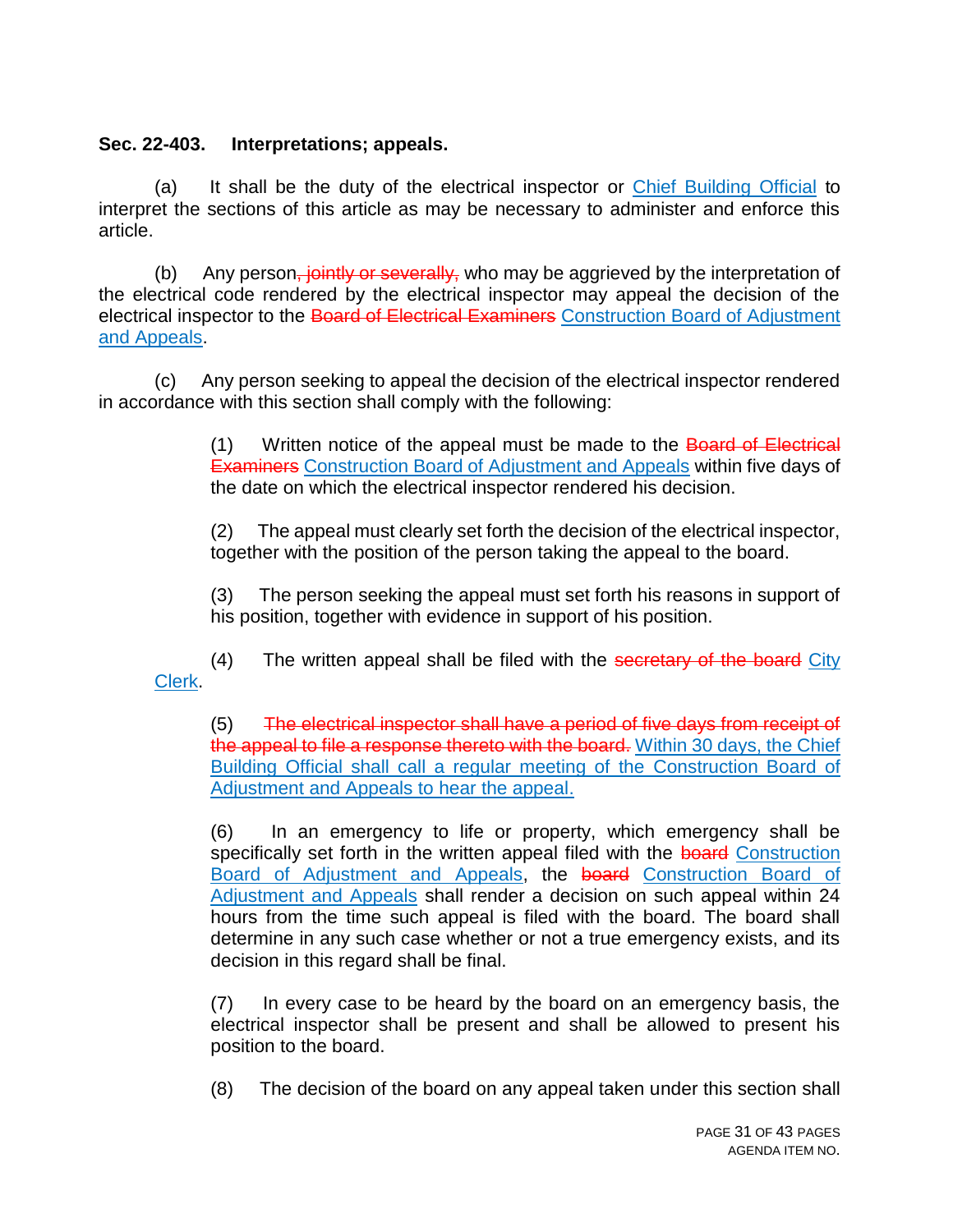**Sec. 22-403. Interpretations; appeals.**

(a) It shall be the duty of the electrical inspector or Chief Building Official to interpret the sections of this article as may be necessary to administer and enforce this article.

(b) Any person~~, jointly or severally,~~ who may be aggrieved by the interpretation of the electrical code rendered by the electrical inspector may appeal the decision of the electrical inspector to the ~~Board of Electrical Examiners~~ Construction Board of Adjustment and Appeals.

(c) Any person seeking to appeal the decision of the electrical inspector rendered in accordance with this section shall comply with the following:

> (1) Written notice of the appeal must be made to the ~~Board of Electrical Examiners~~ Construction Board of Adjustment and Appeals within five days of the date on which the electrical inspector rendered his decision.
>
> (2) The appeal must clearly set forth the decision of the electrical inspector, together with the position of the person taking the appeal to the board.
>
> (3) The person seeking the appeal must set forth his reasons in support of his position, together with evidence in support of his position.
>
> (4) The written appeal shall be filed with the ~~secretary of the board~~ City Clerk.
>
> (5) ~~The electrical inspector shall have a period of five days from receipt of the appeal to file a response thereto with the board.~~ Within 30 days, the Chief Building Official shall call a regular meeting of the Construction Board of Adjustment and Appeals to hear the appeal.
>
> (6) In an emergency to life or property, which emergency shall be specifically set forth in the written appeal filed with the ~~board~~ Construction Board of Adjustment and Appeals, the ~~board~~ Construction Board of Adjustment and Appeals shall render a decision on such appeal within 24 hours from the time such appeal is filed with the board. The board shall determine in any such case whether or not a true emergency exists, and its decision in this regard shall be final.
>
> (7) In every case to be heard by the board on an emergency basis, the electrical inspector shall be present and shall be allowed to present his position to the board.
>
> (8) The decision of the board on any appeal taken under this section shall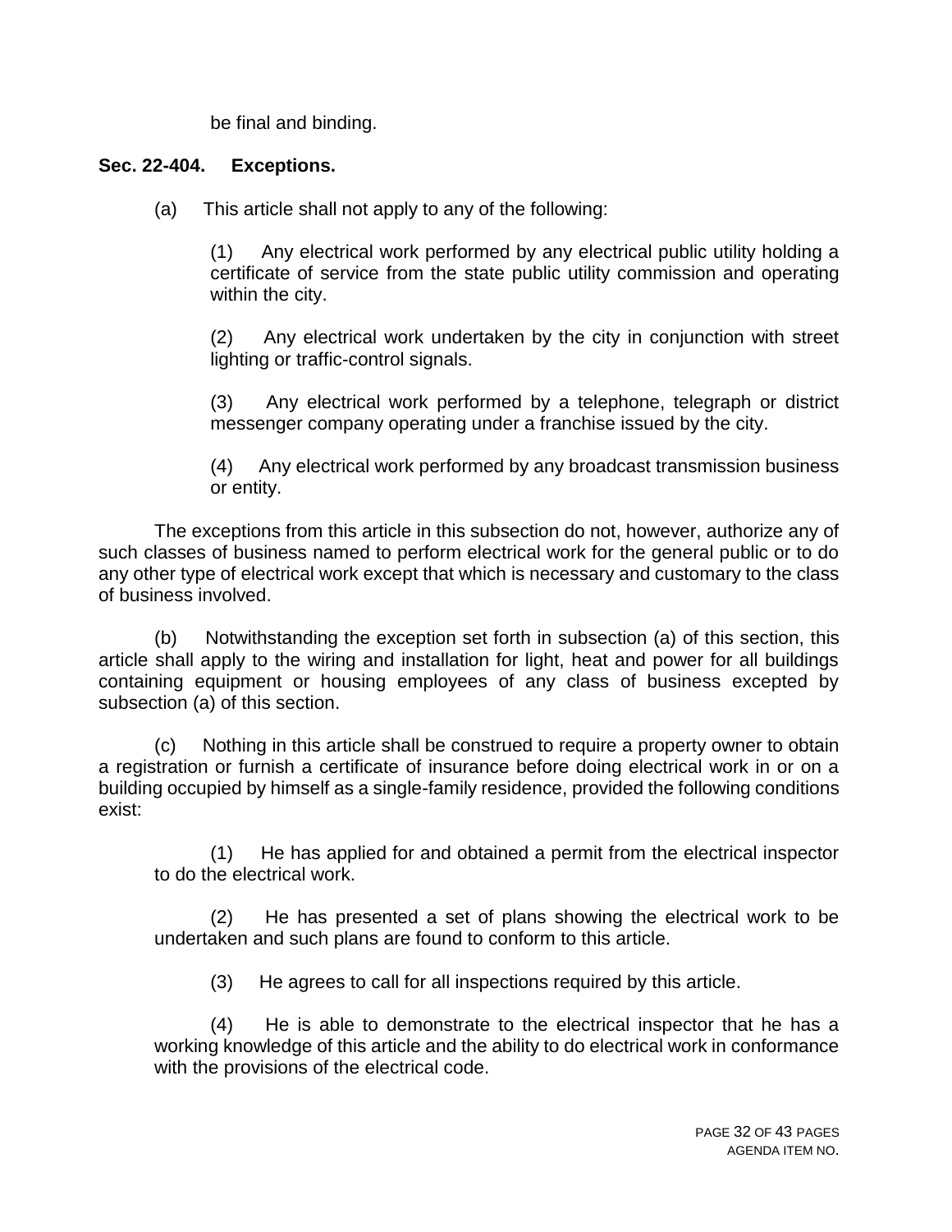be final and binding.

**Sec. 22-404. Exceptions.**

(a) This article shall not apply to any of the following:

(1) Any electrical work performed by any electrical public utility holding a certificate of service from the state public utility commission and operating within the city.

(2) Any electrical work undertaken by the city in conjunction with street lighting or traffic-control signals.

(3) Any electrical work performed by a telephone, telegraph or district messenger company operating under a franchise issued by the city.

(4) Any electrical work performed by any broadcast transmission business or entity.

The exceptions from this article in this subsection do not, however, authorize any of such classes of business named to perform electrical work for the general public or to do any other type of electrical work except that which is necessary and customary to the class of business involved.

(b) Notwithstanding the exception set forth in subsection (a) of this section, this article shall apply to the wiring and installation for light, heat and power for all buildings containing equipment or housing employees of any class of business excepted by subsection (a) of this section.

(c) Nothing in this article shall be construed to require a property owner to obtain a registration or furnish a certificate of insurance before doing electrical work in or on a building occupied by himself as a single-family residence, provided the following conditions exist:

(1) He has applied for and obtained a permit from the electrical inspector to do the electrical work.

(2) He has presented a set of plans showing the electrical work to be undertaken and such plans are found to conform to this article.

(3) He agrees to call for all inspections required by this article.

(4) He is able to demonstrate to the electrical inspector that he has a working knowledge of this article and the ability to do electrical work in conformance with the provisions of the electrical code.

AGENDA ITEM NO.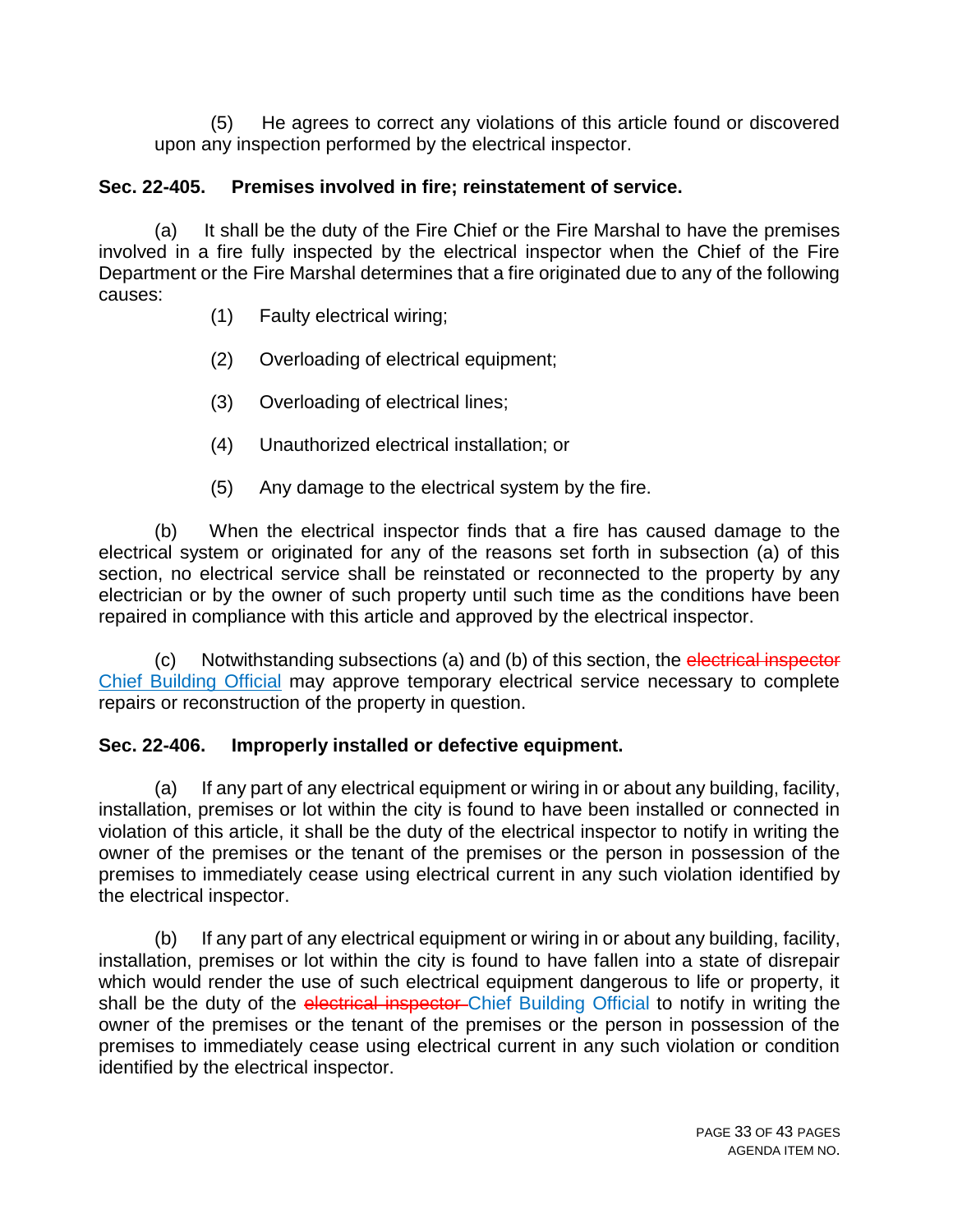(5) He agrees to correct any violations of this article found or discovered upon any inspection performed by the electrical inspector.

**Sec. 22-405. Premises involved in fire; reinstatement of service.**

(a) It shall be the duty of the Fire Chief or the Fire Marshal to have the premises involved in a fire fully inspected by the electrical inspector when the Chief of the Fire Department or the Fire Marshal determines that a fire originated due to any of the following causes:

(1) Faulty electrical wiring;

(2) Overloading of electrical equipment;

(3) Overloading of electrical lines;

(4) Unauthorized electrical installation; or

(5) Any damage to the electrical system by the fire.

(b) When the electrical inspector finds that a fire has caused damage to the electrical system or originated for any of the reasons set forth in subsection (a) of this section, no electrical service shall be reinstated or reconnected to the property by any electrician or by the owner of such property until such time as the conditions have been repaired in compliance with this article and approved by the electrical inspector.

(c) Notwithstanding subsections (a) and (b) of this section, the ~~electrical inspector~~ Chief Building Official may approve temporary electrical service necessary to complete repairs or reconstruction of the property in question.

**Sec. 22-406. Improperly installed or defective equipment.**

(a) If any part of any electrical equipment or wiring in or about any building, facility, installation, premises or lot within the city is found to have been installed or connected in violation of this article, it shall be the duty of the electrical inspector to notify in writing the owner of the premises or the tenant of the premises or the person in possession of the premises to immediately cease using electrical current in any such violation identified by the electrical inspector.

(b) If any part of any electrical equipment or wiring in or about any building, facility, installation, premises or lot within the city is found to have fallen into a state of disrepair which would render the use of such electrical equipment dangerous to life or property, it shall be the duty of the ~~electrical inspector~~ Chief Building Official to notify in writing the owner of the premises or the tenant of the premises or the person in possession of the premises to immediately cease using electrical current in any such violation or condition identified by the electrical inspector.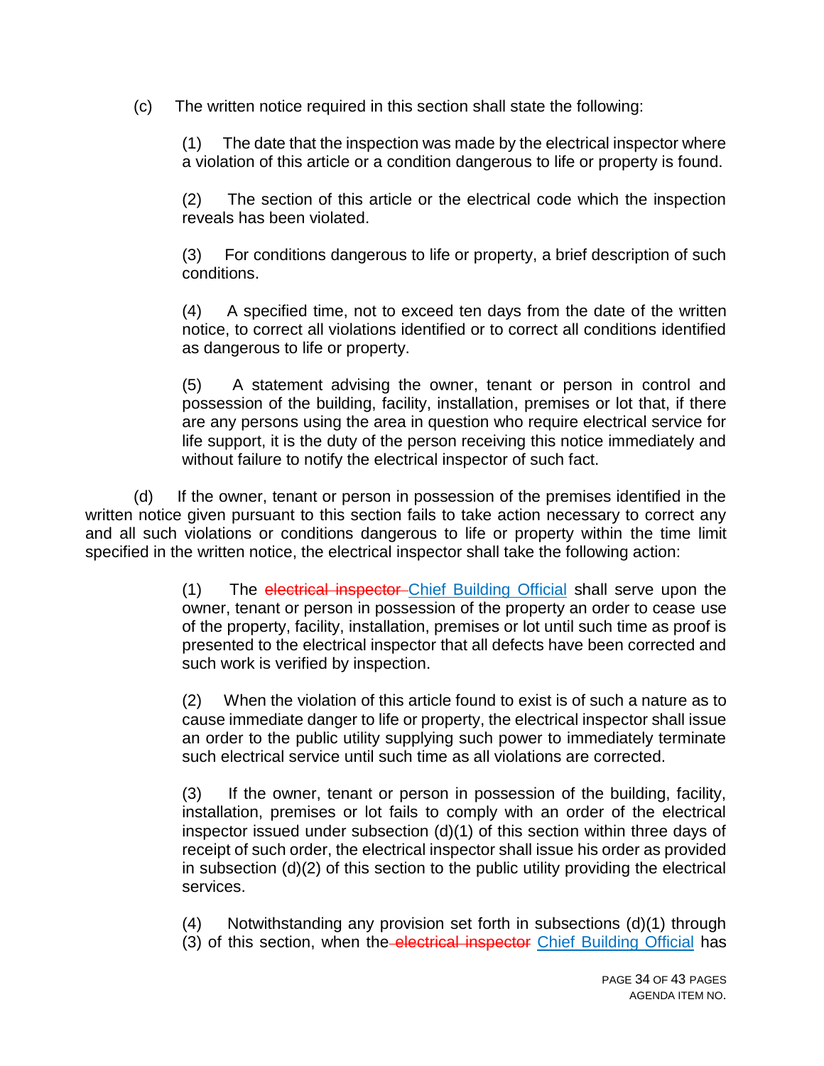(c) The written notice required in this section shall state the following:

(1) The date that the inspection was made by the electrical inspector where a violation of this article or a condition dangerous to life or property is found.

(2) The section of this article or the electrical code which the inspection reveals has been violated.

(3) For conditions dangerous to life or property, a brief description of such conditions.

(4) A specified time, not to exceed ten days from the date of the written notice, to correct all violations identified or to correct all conditions identified as dangerous to life or property.

(5) A statement advising the owner, tenant or person in control and possession of the building, facility, installation, premises or lot that, if there are any persons using the area in question who require electrical service for life support, it is the duty of the person receiving this notice immediately and without failure to notify the electrical inspector of such fact.

(d) If the owner, tenant or person in possession of the premises identified in the written notice given pursuant to this section fails to take action necessary to correct any and all such violations or conditions dangerous to life or property within the time limit specified in the written notice, the electrical inspector shall take the following action:

(1) The ~~electrical inspector~~ Chief Building Official shall serve upon the owner, tenant or person in possession of the property an order to cease use of the property, facility, installation, premises or lot until such time as proof is presented to the electrical inspector that all defects have been corrected and such work is verified by inspection.

(2) When the violation of this article found to exist is of such a nature as to cause immediate danger to life or property, the electrical inspector shall issue an order to the public utility supplying such power to immediately terminate such electrical service until such time as all violations are corrected.

(3) If the owner, tenant or person in possession of the building, facility, installation, premises or lot fails to comply with an order of the electrical inspector issued under subsection (d)(1) of this section within three days of receipt of such order, the electrical inspector shall issue his order as provided in subsection (d)(2) of this section to the public utility providing the electrical services.

(4) Notwithstanding any provision set forth in subsections (d)(1) through (3) of this section, when the ~~electrical inspector~~ Chief Building Official has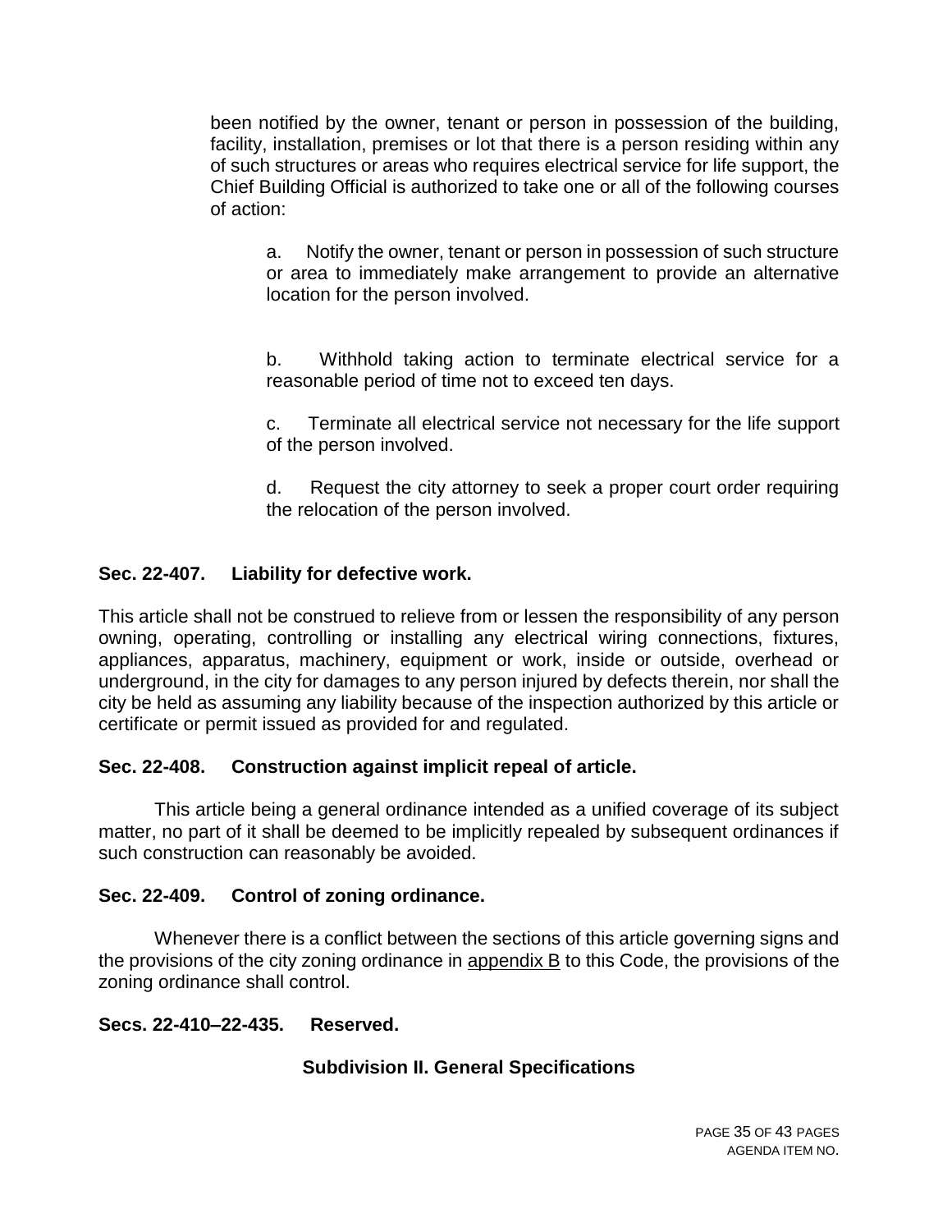been notified by the owner, tenant or person in possession of the building, facility, installation, premises or lot that there is a person residing within any of such structures or areas who requires electrical service for life support, the Chief Building Official is authorized to take one or all of the following courses of action:

a. Notify the owner, tenant or person in possession of such structure or area to immediately make arrangement to provide an alternative location for the person involved.

b. Withhold taking action to terminate electrical service for a reasonable period of time not to exceed ten days.

c. Terminate all electrical service not necessary for the life support of the person involved.

d. Request the city attorney to seek a proper court order requiring the relocation of the person involved.

**Sec. 22-407. Liability for defective work.**

This article shall not be construed to relieve from or lessen the responsibility of any person owning, operating, controlling or installing any electrical wiring connections, fixtures, appliances, apparatus, machinery, equipment or work, inside or outside, overhead or underground, in the city for damages to any person injured by defects therein, nor shall the city be held as assuming any liability because of the inspection authorized by this article or certificate or permit issued as provided for and regulated.

**Sec. 22-408. Construction against implicit repeal of article.**

This article being a general ordinance intended as a unified coverage of its subject matter, no part of it shall be deemed to be implicitly repealed by subsequent ordinances if such construction can reasonably be avoided.

**Sec. 22-409. Control of zoning ordinance.**

Whenever there is a conflict between the sections of this article governing signs and the provisions of the city zoning ordinance in appendix B to this Code, the provisions of the zoning ordinance shall control.

**Secs. 22-410–22-435. Reserved.**

**Subdivision II. General Specifications**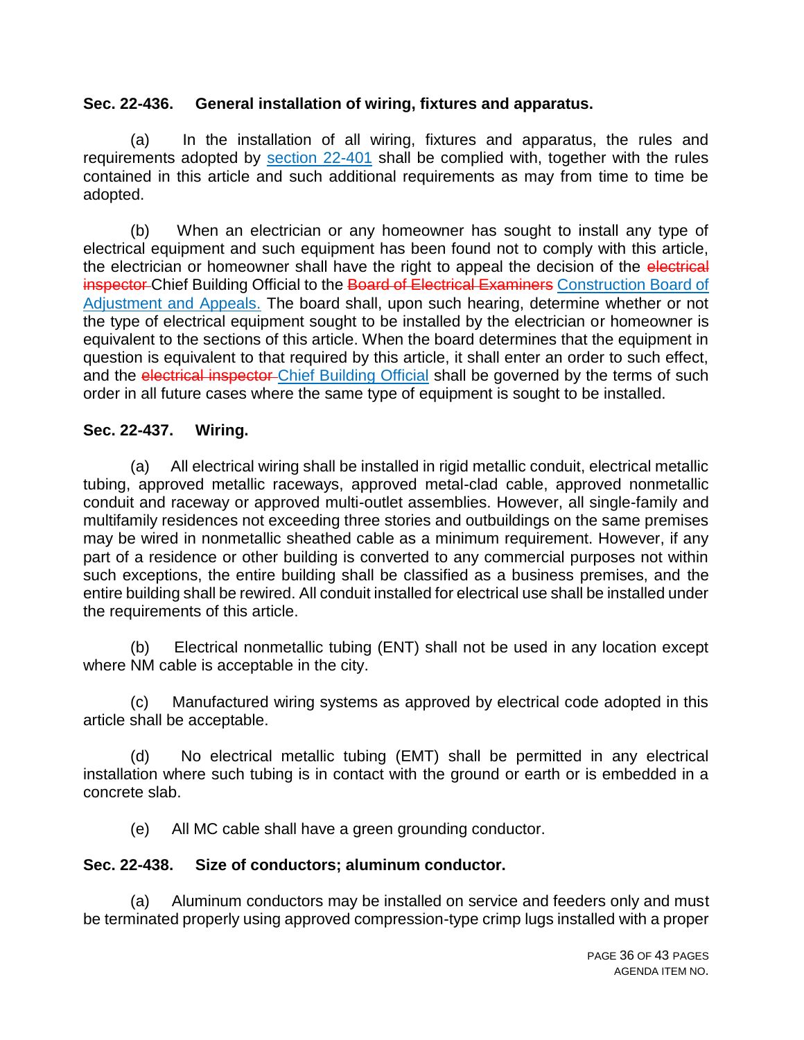**Sec. 22-436. General installation of wiring, fixtures and apparatus.**

(a) In the installation of all wiring, fixtures and apparatus, the rules and requirements adopted by section 22-401 shall be complied with, together with the rules contained in this article and such additional requirements as may from time to time be adopted.

(b) When an electrician or any homeowner has sought to install any type of electrical equipment and such equipment has been found not to comply with this article, the electrician or homeowner shall have the right to appeal the decision of the ~~electrical inspector~~ Chief Building Official to the ~~Board of Electrical Examiners~~ Construction Board of Adjustment and Appeals. The board shall, upon such hearing, determine whether or not the type of electrical equipment sought to be installed by the electrician or homeowner is equivalent to the sections of this article. When the board determines that the equipment in question is equivalent to that required by this article, it shall enter an order to such effect, and the ~~electrical inspector~~ Chief Building Official shall be governed by the terms of such order in all future cases where the same type of equipment is sought to be installed.

**Sec. 22-437. Wiring.**

(a) All electrical wiring shall be installed in rigid metallic conduit, electrical metallic tubing, approved metallic raceways, approved metal-clad cable, approved nonmetallic conduit and raceway or approved multi-outlet assemblies. However, all single-family and multifamily residences not exceeding three stories and outbuildings on the same premises may be wired in nonmetallic sheathed cable as a minimum requirement. However, if any part of a residence or other building is converted to any commercial purposes not within such exceptions, the entire building shall be classified as a business premises, and the entire building shall be rewired. All conduit installed for electrical use shall be installed under the requirements of this article.

(b) Electrical nonmetallic tubing (ENT) shall not be used in any location except where NM cable is acceptable in the city.

(c) Manufactured wiring systems as approved by electrical code adopted in this article shall be acceptable.

(d) No electrical metallic tubing (EMT) shall be permitted in any electrical installation where such tubing is in contact with the ground or earth or is embedded in a concrete slab.

(e) All MC cable shall have a green grounding conductor.

**Sec. 22-438. Size of conductors; aluminum conductor.**

(a) Aluminum conductors may be installed on service and feeders only and must be terminated properly using approved compression-type crimp lugs installed with a proper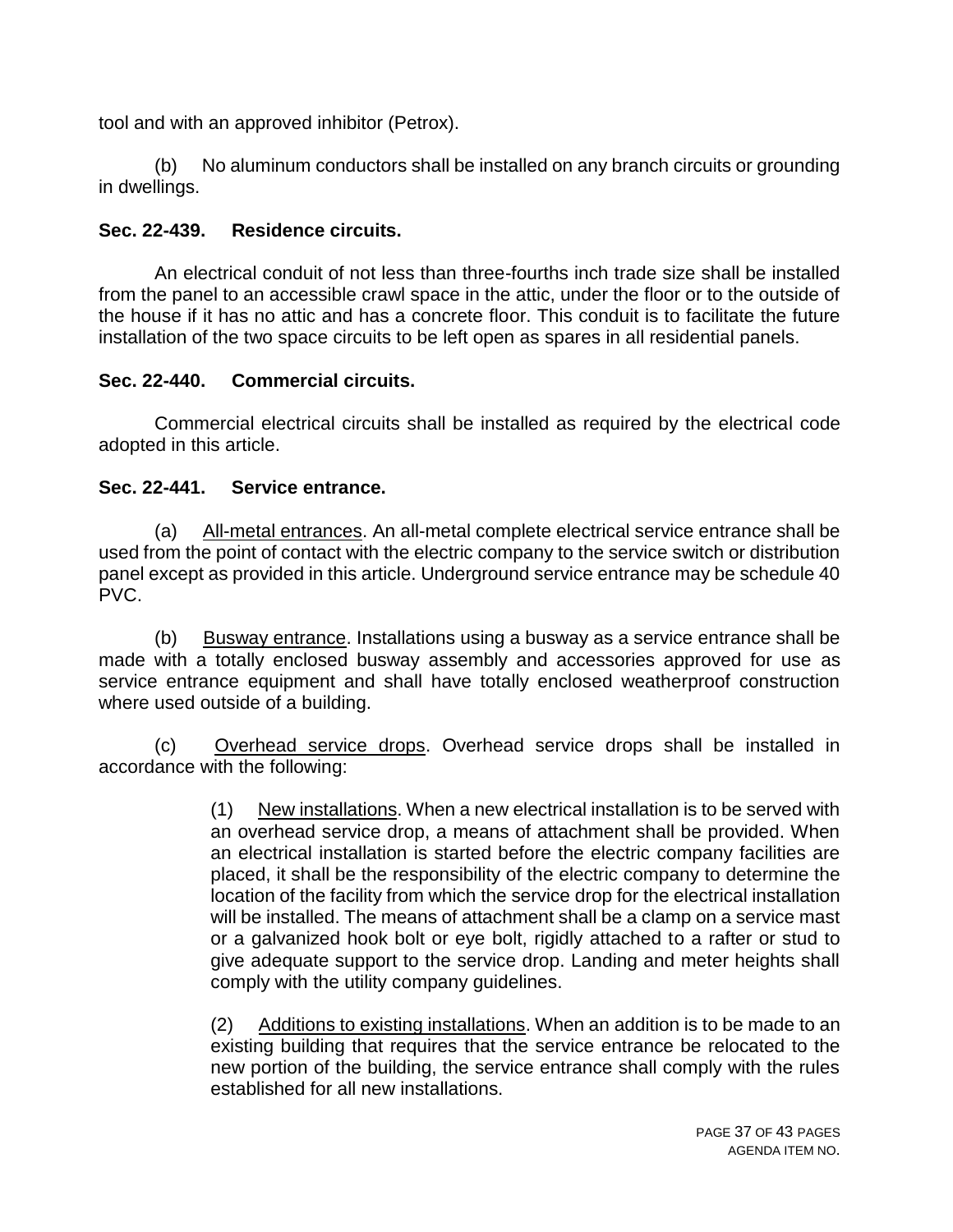tool and with an approved inhibitor (Petrox).

(b) No aluminum conductors shall be installed on any branch circuits or grounding in dwellings.

### Sec. 22-439. Residence circuits.

An electrical conduit of not less than three-fourths inch trade size shall be installed from the panel to an accessible crawl space in the attic, under the floor or to the outside of the house if it has no attic and has a concrete floor. This conduit is to facilitate the future installation of the two space circuits to be left open as spares in all residential panels.

### Sec. 22-440. Commercial circuits.

Commercial electrical circuits shall be installed as required by the electrical code adopted in this article.

### Sec. 22-441. Service entrance.

(a) All-metal entrances. An all-metal complete electrical service entrance shall be used from the point of contact with the electric company to the service switch or distribution panel except as provided in this article. Underground service entrance may be schedule 40 PVC.

(b) Busway entrance. Installations using a busway as a service entrance shall be made with a totally enclosed busway assembly and accessories approved for use as service entrance equipment and shall have totally enclosed weatherproof construction where used outside of a building.

(c) Overhead service drops. Overhead service drops shall be installed in accordance with the following:

> (1) New installations. When a new electrical installation is to be served with an overhead service drop, a means of attachment shall be provided. When an electrical installation is started before the electric company facilities are placed, it shall be the responsibility of the electric company to determine the location of the facility from which the service drop for the electrical installation will be installed. The means of attachment shall be a clamp on a service mast or a galvanized hook bolt or eye bolt, rigidly attached to a rafter or stud to give adequate support to the service drop. Landing and meter heights shall comply with the utility company guidelines.
>
> (2) Additions to existing installations. When an addition is to be made to an existing building that requires that the service entrance be relocated to the new portion of the building, the service entrance shall comply with the rules established for all new installations.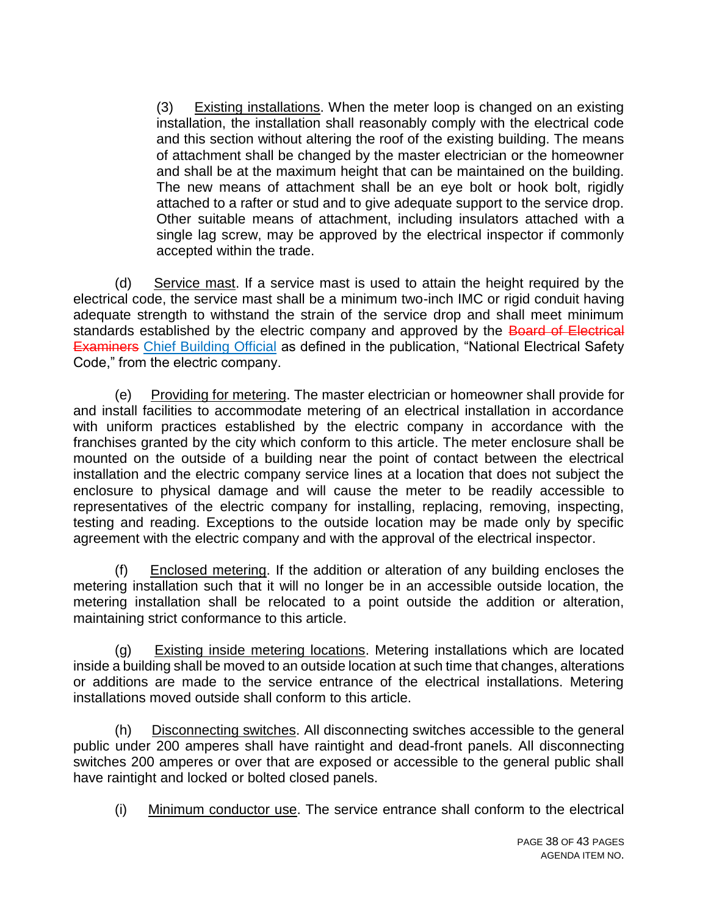(3) Existing installations. When the meter loop is changed on an existing installation, the installation shall reasonably comply with the electrical code and this section without altering the roof of the existing building. The means of attachment shall be changed by the master electrician or the homeowner and shall be at the maximum height that can be maintained on the building. The new means of attachment shall be an eye bolt or hook bolt, rigidly attached to a rafter or stud and to give adequate support to the service drop. Other suitable means of attachment, including insulators attached with a single lag screw, may be approved by the electrical inspector if commonly accepted within the trade.

(d) Service mast. If a service mast is used to attain the height required by the electrical code, the service mast shall be a minimum two-inch IMC or rigid conduit having adequate strength to withstand the strain of the service drop and shall meet minimum standards established by the electric company and approved by the ~~Board of Electrical Examiners~~ Chief Building Official as defined in the publication, "National Electrical Safety Code," from the electric company.

(e) Providing for metering. The master electrician or homeowner shall provide for and install facilities to accommodate metering of an electrical installation in accordance with uniform practices established by the electric company in accordance with the franchises granted by the city which conform to this article. The meter enclosure shall be mounted on the outside of a building near the point of contact between the electrical installation and the electric company service lines at a location that does not subject the enclosure to physical damage and will cause the meter to be readily accessible to representatives of the electric company for installing, replacing, removing, inspecting, testing and reading. Exceptions to the outside location may be made only by specific agreement with the electric company and with the approval of the electrical inspector.

(f) Enclosed metering. If the addition or alteration of any building encloses the metering installation such that it will no longer be in an accessible outside location, the metering installation shall be relocated to a point outside the addition or alteration, maintaining strict conformance to this article.

(g) Existing inside metering locations. Metering installations which are located inside a building shall be moved to an outside location at such time that changes, alterations or additions are made to the service entrance of the electrical installations. Metering installations moved outside shall conform to this article.

(h) Disconnecting switches. All disconnecting switches accessible to the general public under 200 amperes shall have raintight and dead-front panels. All disconnecting switches 200 amperes or over that are exposed or accessible to the general public shall have raintight and locked or bolted closed panels.

(i) Minimum conductor use. The service entrance shall conform to the electrical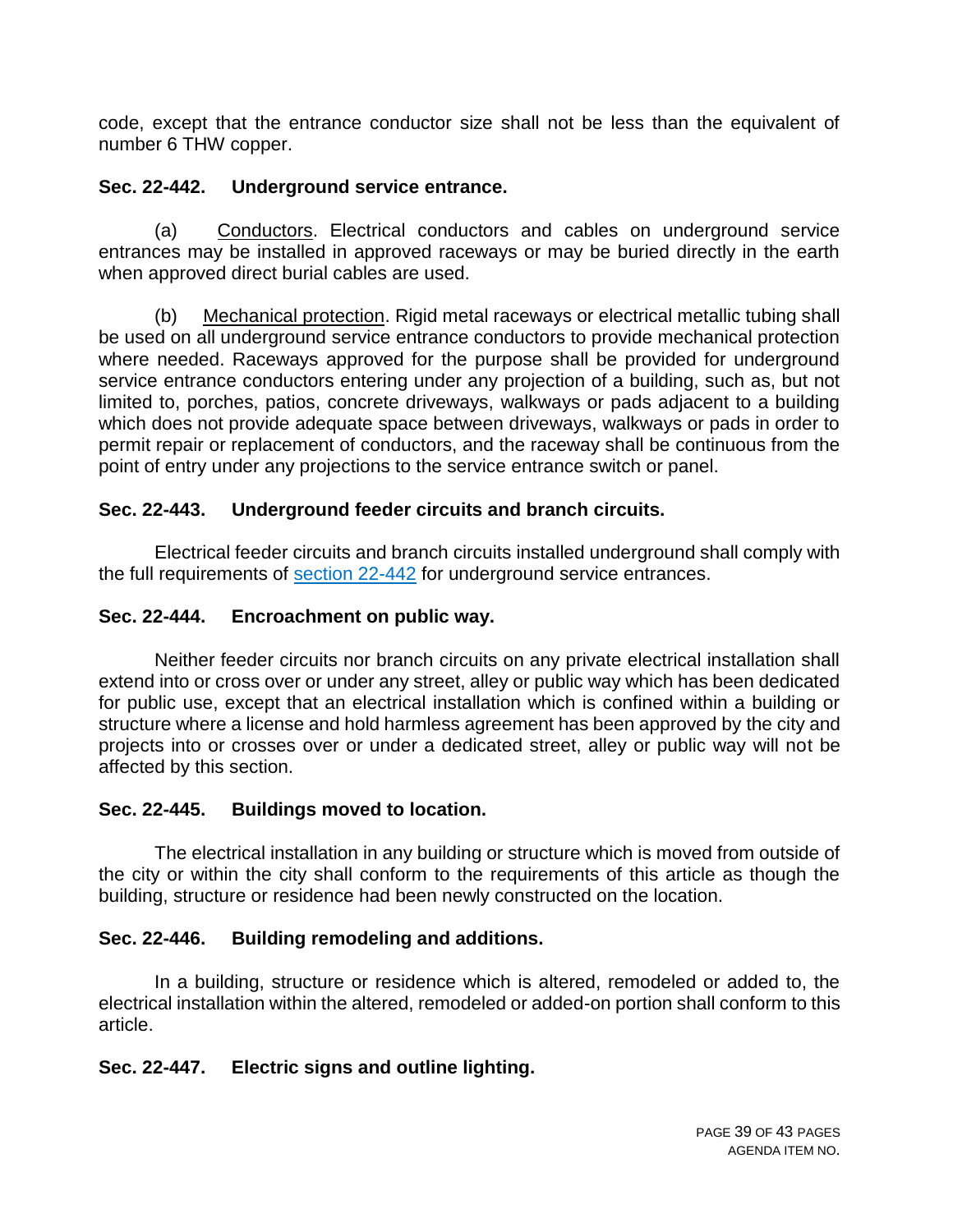code, except that the entrance conductor size shall not be less than the equivalent of number 6 THW copper.

**Sec. 22-442. Underground service entrance.**

(a) Conductors. Electrical conductors and cables on underground service entrances may be installed in approved raceways or may be buried directly in the earth when approved direct burial cables are used.

(b) Mechanical protection. Rigid metal raceways or electrical metallic tubing shall be used on all underground service entrance conductors to provide mechanical protection where needed. Raceways approved for the purpose shall be provided for underground service entrance conductors entering under any projection of a building, such as, but not limited to, porches, patios, concrete driveways, walkways or pads adjacent to a building which does not provide adequate space between driveways, walkways or pads in order to permit repair or replacement of conductors, and the raceway shall be continuous from the point of entry under any projections to the service entrance switch or panel.

**Sec. 22-443. Underground feeder circuits and branch circuits.**

Electrical feeder circuits and branch circuits installed underground shall comply with the full requirements of section 22-442 for underground service entrances.

**Sec. 22-444. Encroachment on public way.**

Neither feeder circuits nor branch circuits on any private electrical installation shall extend into or cross over or under any street, alley or public way which has been dedicated for public use, except that an electrical installation which is confined within a building or structure where a license and hold harmless agreement has been approved by the city and projects into or crosses over or under a dedicated street, alley or public way will not be affected by this section.

**Sec. 22-445. Buildings moved to location.**

The electrical installation in any building or structure which is moved from outside of the city or within the city shall conform to the requirements of this article as though the building, structure or residence had been newly constructed on the location.

**Sec. 22-446. Building remodeling and additions.**

In a building, structure or residence which is altered, remodeled or added to, the electrical installation within the altered, remodeled or added-on portion shall conform to this article.

**Sec. 22-447. Electric signs and outline lighting.**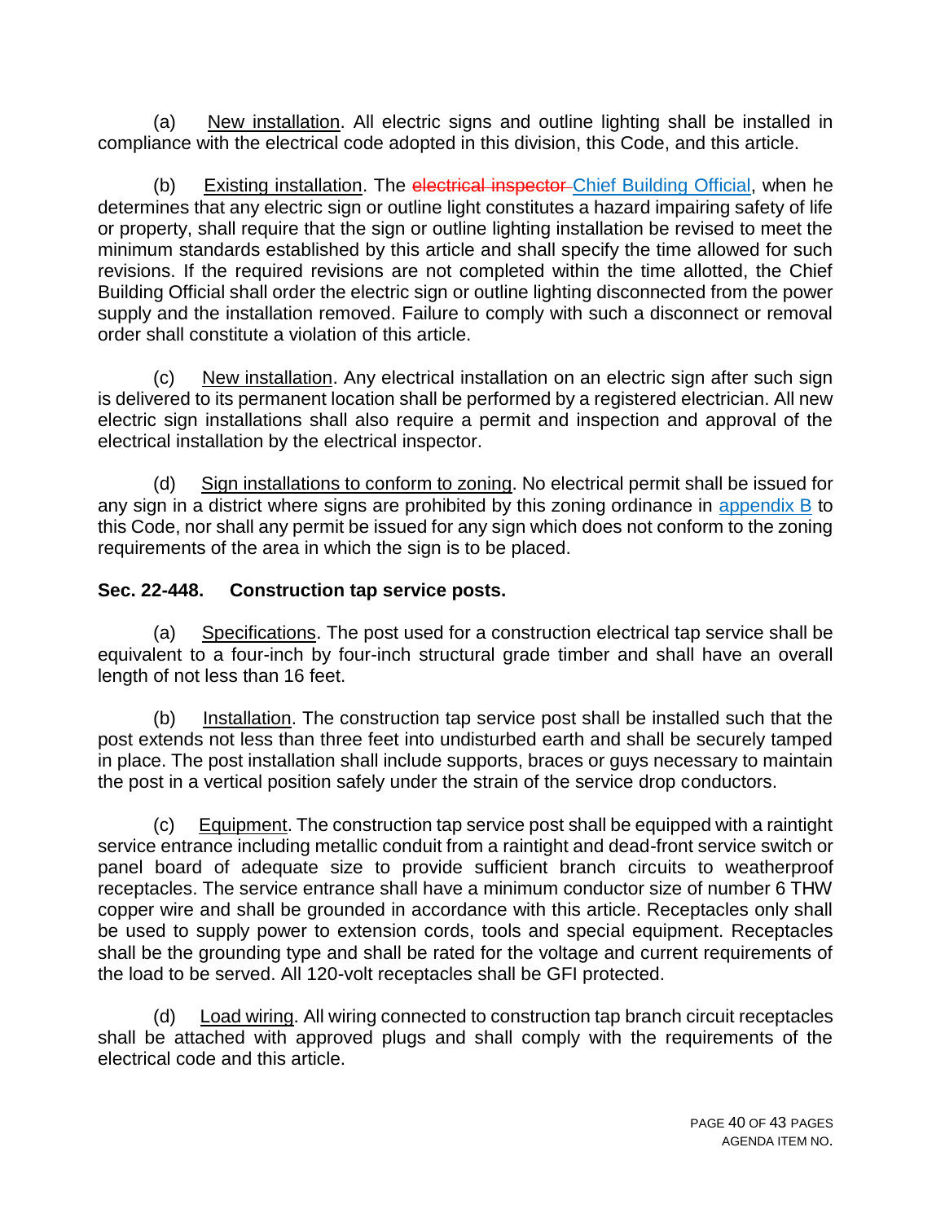(a) New installation. All electric signs and outline lighting shall be installed in compliance with the electrical code adopted in this division, this Code, and this article.

(b) Existing installation. The ~~electrical inspector~~ Chief Building Official, when he determines that any electric sign or outline light constitutes a hazard impairing safety of life or property, shall require that the sign or outline lighting installation be revised to meet the minimum standards established by this article and shall specify the time allowed for such revisions. If the required revisions are not completed within the time allotted, the Chief Building Official shall order the electric sign or outline lighting disconnected from the power supply and the installation removed. Failure to comply with such a disconnect or removal order shall constitute a violation of this article.

(c) New installation. Any electrical installation on an electric sign after such sign is delivered to its permanent location shall be performed by a registered electrician. All new electric sign installations shall also require a permit and inspection and approval of the electrical installation by the electrical inspector.

(d) Sign installations to conform to zoning. No electrical permit shall be issued for any sign in a district where signs are prohibited by this zoning ordinance in appendix B to this Code, nor shall any permit be issued for any sign which does not conform to the zoning requirements of the area in which the sign is to be placed.

**Sec. 22-448. Construction tap service posts.**

(a) Specifications. The post used for a construction electrical tap service shall be equivalent to a four-inch by four-inch structural grade timber and shall have an overall length of not less than 16 feet.

(b) Installation. The construction tap service post shall be installed such that the post extends not less than three feet into undisturbed earth and shall be securely tamped in place. The post installation shall include supports, braces or guys necessary to maintain the post in a vertical position safely under the strain of the service drop conductors.

(c) Equipment. The construction tap service post shall be equipped with a raintight service entrance including metallic conduit from a raintight and dead-front service switch or panel board of adequate size to provide sufficient branch circuits to weatherproof receptacles. The service entrance shall have a minimum conductor size of number 6 THW copper wire and shall be grounded in accordance with this article. Receptacles only shall be used to supply power to extension cords, tools and special equipment. Receptacles shall be the grounding type and shall be rated for the voltage and current requirements of the load to be served. All 120-volt receptacles shall be GFI protected.

(d) Load wiring. All wiring connected to construction tap branch circuit receptacles shall be attached with approved plugs and shall comply with the requirements of the electrical code and this article.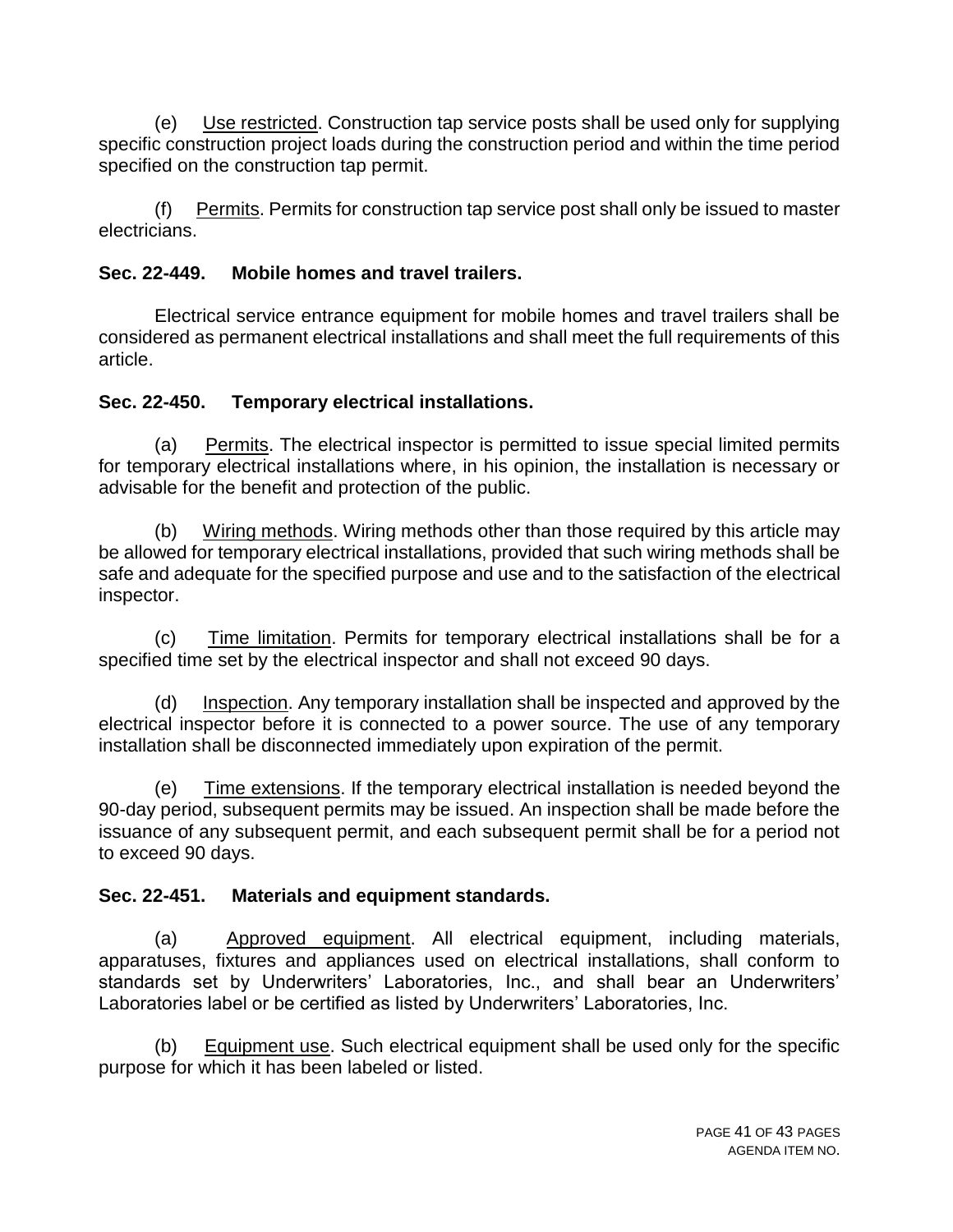(e) Use restricted. Construction tap service posts shall be used only for supplying specific construction project loads during the construction period and within the time period specified on the construction tap permit.

(f) Permits. Permits for construction tap service post shall only be issued to master electricians.

### Sec. 22-449. Mobile homes and travel trailers.

Electrical service entrance equipment for mobile homes and travel trailers shall be considered as permanent electrical installations and shall meet the full requirements of this article.

### Sec. 22-450. Temporary electrical installations.

(a) Permits. The electrical inspector is permitted to issue special limited permits for temporary electrical installations where, in his opinion, the installation is necessary or advisable for the benefit and protection of the public.

(b) Wiring methods. Wiring methods other than those required by this article may be allowed for temporary electrical installations, provided that such wiring methods shall be safe and adequate for the specified purpose and use and to the satisfaction of the electrical inspector.

(c) Time limitation. Permits for temporary electrical installations shall be for a specified time set by the electrical inspector and shall not exceed 90 days.

(d) Inspection. Any temporary installation shall be inspected and approved by the electrical inspector before it is connected to a power source. The use of any temporary installation shall be disconnected immediately upon expiration of the permit.

(e) Time extensions. If the temporary electrical installation is needed beyond the 90-day period, subsequent permits may be issued. An inspection shall be made before the issuance of any subsequent permit, and each subsequent permit shall be for a period not to exceed 90 days.

### Sec. 22-451. Materials and equipment standards.

(a) Approved equipment. All electrical equipment, including materials, apparatuses, fixtures and appliances used on electrical installations, shall conform to standards set by Underwriters' Laboratories, Inc., and shall bear an Underwriters' Laboratories label or be certified as listed by Underwriters' Laboratories, Inc.

(b) Equipment use. Such electrical equipment shall be used only for the specific purpose for which it has been labeled or listed.

AGENDA ITEM NO.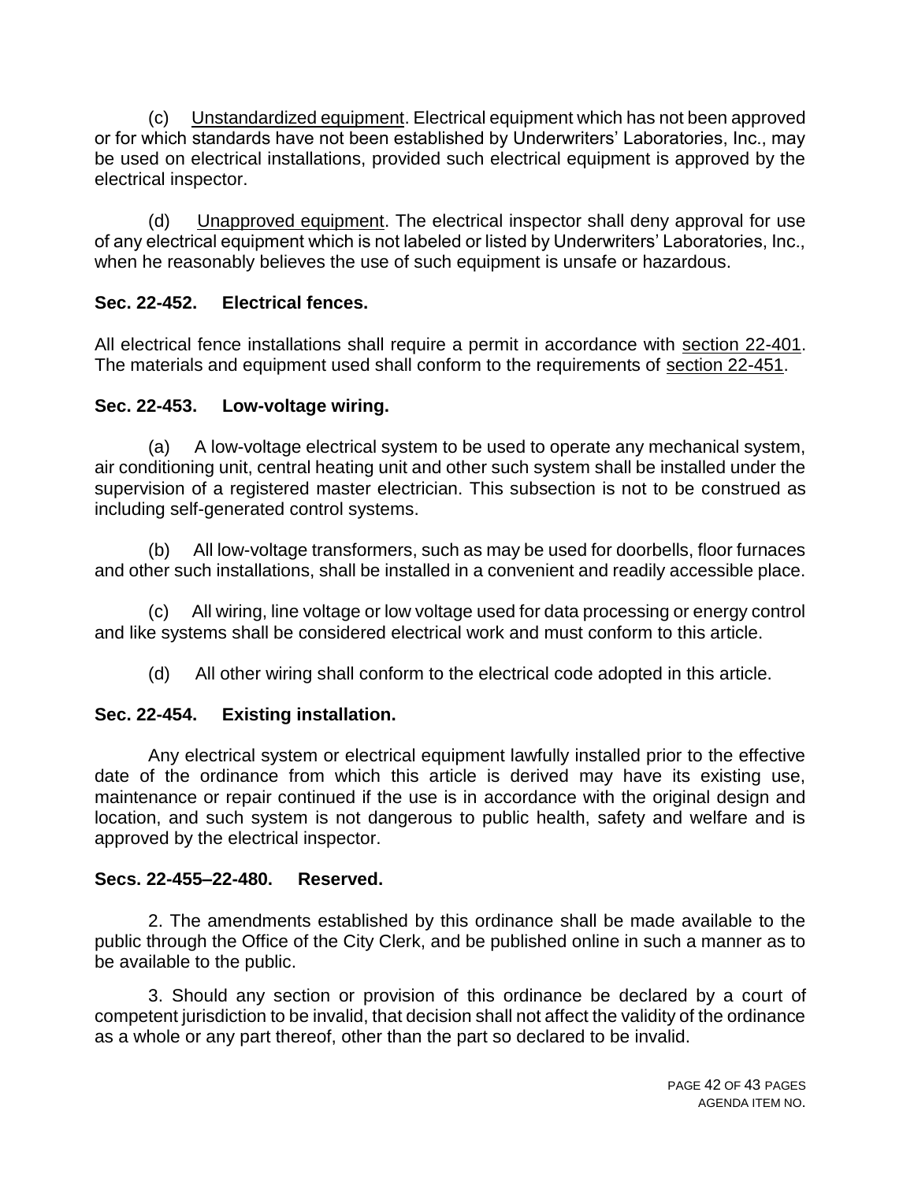(c) Unstandardized equipment. Electrical equipment which has not been approved or for which standards have not been established by Underwriters' Laboratories, Inc., may be used on electrical installations, provided such electrical equipment is approved by the electrical inspector.

(d) Unapproved equipment. The electrical inspector shall deny approval for use of any electrical equipment which is not labeled or listed by Underwriters' Laboratories, Inc., when he reasonably believes the use of such equipment is unsafe or hazardous.

**Sec. 22-452. Electrical fences.**

All electrical fence installations shall require a permit in accordance with section 22-401. The materials and equipment used shall conform to the requirements of section 22-451.

**Sec. 22-453. Low-voltage wiring.**

(a) A low-voltage electrical system to be used to operate any mechanical system, air conditioning unit, central heating unit and other such system shall be installed under the supervision of a registered master electrician. This subsection is not to be construed as including self-generated control systems.

(b) All low-voltage transformers, such as may be used for doorbells, floor furnaces and other such installations, shall be installed in a convenient and readily accessible place.

(c) All wiring, line voltage or low voltage used for data processing or energy control and like systems shall be considered electrical work and must conform to this article.

(d) All other wiring shall conform to the electrical code adopted in this article.

**Sec. 22-454. Existing installation.**

Any electrical system or electrical equipment lawfully installed prior to the effective date of the ordinance from which this article is derived may have its existing use, maintenance or repair continued if the use is in accordance with the original design and location, and such system is not dangerous to public health, safety and welfare and is approved by the electrical inspector.

**Secs. 22-455–22-480. Reserved.**

2. The amendments established by this ordinance shall be made available to the public through the Office of the City Clerk, and be published online in such a manner as to be available to the public.

3. Should any section or provision of this ordinance be declared by a court of competent jurisdiction to be invalid, that decision shall not affect the validity of the ordinance as a whole or any part thereof, other than the part so declared to be invalid.

AGENDA ITEM NO.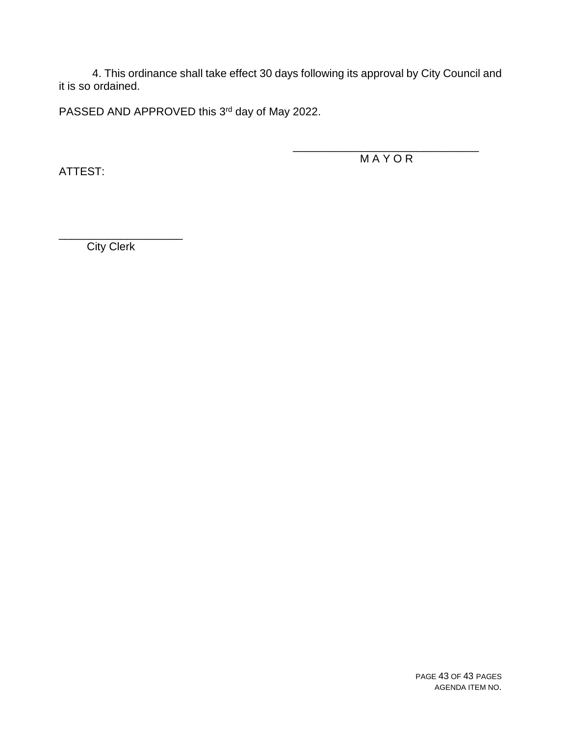4. This ordinance shall take effect 30 days following its approval by City Council and it is so ordained.

PASSED AND APPROVED this 3rd day of May 2022.

\_\_\_\_\_\_\_\_\_\_\_\_\_\_\_\_\_\_\_\_\_\_\_\_\_\_\_\_\_\_
M A Y O R

ATTEST:

\_\_\_\_\_\_\_\_\_\_\_\_\_\_\_\_\_\_\_\_
City Clerk

AGENDA ITEM NO.